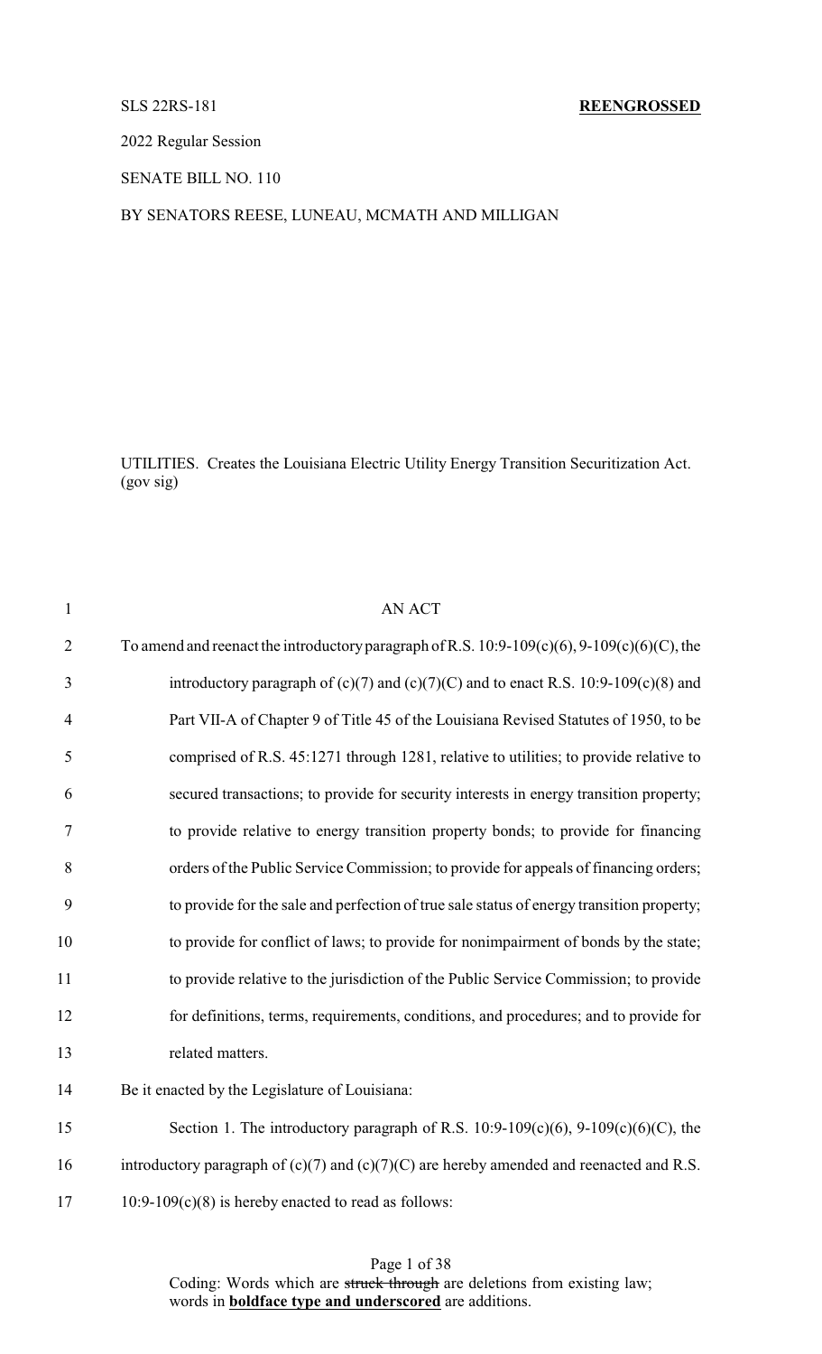SLS 22RS-181 **REENGROSSED**

2022 Regular Session

SENATE BILL NO. 110

BY SENATORS REESE, LUNEAU, MCMATH AND MILLIGAN

UTILITIES. Creates the Louisiana Electric Utility Energy Transition Securitization Act. (gov sig)

AN ACT

To amend and reenact the introductory paragraph of R.S. 10:9-109(c)(6), 9-109(c)(6)(C), the introductory paragraph of (c)(7) and (c)(7)(C) and to enact R.S. 10:9-109(c)(8) and Part VII-A of Chapter 9 of Title 45 of the Louisiana Revised Statutes of 1950, to be comprised of R.S. 45:1271 through 1281, relative to utilities; to provide relative to secured transactions; to provide for security interests in energy transition property; to provide relative to energy transition property bonds; to provide for financing orders of the Public Service Commission; to provide for appeals of financing orders; to provide for the sale and perfection of true sale status of energy transition property; to provide for conflict of laws; to provide for nonimpairment of bonds by the state; to provide relative to the jurisdiction of the Public Service Commission; to provide for definitions, terms, requirements, conditions, and procedures; and to provide for related matters.

Be it enacted by the Legislature of Louisiana:

Section 1. The introductory paragraph of R.S. 10:9-109(c)(6), 9-109(c)(6)(C), the introductory paragraph of (c)(7) and (c)(7)(C) are hereby amended and reenacted and R.S. 10:9-109(c)(8) is hereby enacted to read as follows:

Coding: Words which are ~~struck through~~ are deletions from existing law; words in **boldface type and underscored** are additions.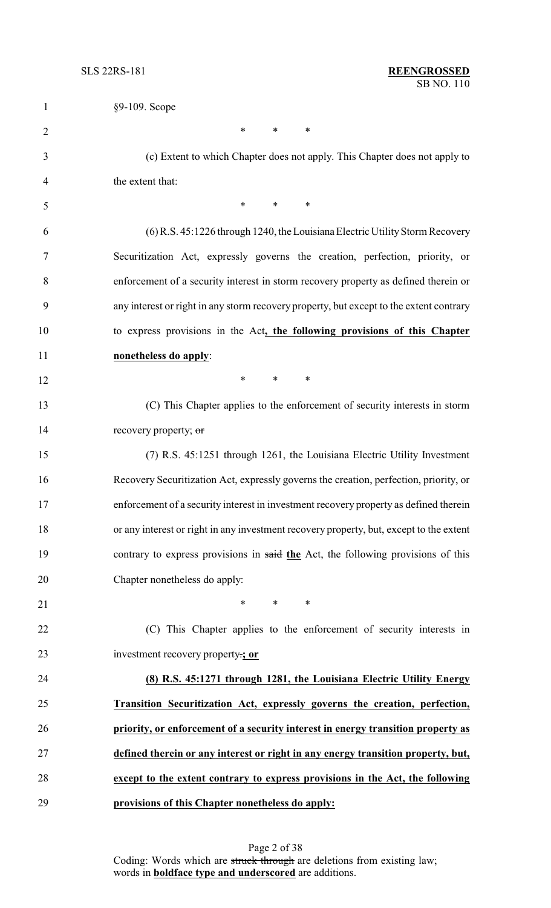§9-109. Scope

\* \* \*

(c) Extent to which Chapter does not apply. This Chapter does not apply to the extent that:

\* \* \*

(6) R.S. 45:1226 through 1240, the Louisiana Electric Utility Storm Recovery Securitization Act, expressly governs the creation, perfection, priority, or enforcement of a security interest in storm recovery property as defined therein or any interest or right in any storm recovery property, but except to the extent contrary to express provisions in the Act**, the following provisions of this Chapter nonetheless do apply**:

\* \* \*

(C) This Chapter applies to the enforcement of security interests in storm recovery property; ~~or~~

(7) R.S. 45:1251 through 1261, the Louisiana Electric Utility Investment Recovery Securitization Act, expressly governs the creation, perfection, priority, or enforcement of a security interest in investment recovery property as defined therein or any interest or right in any investment recovery property, but, except to the extent contrary to express provisions in ~~said~~ **the** Act, the following provisions of this Chapter nonetheless do apply:

\* \* \*

(C) This Chapter applies to the enforcement of security interests in investment recovery property~~.~~**; or**

**(8) R.S. 45:1271 through 1281, the Louisiana Electric Utility Energy Transition Securitization Act, expressly governs the creation, perfection, priority, or enforcement of a security interest in energy transition property as defined therein or any interest or right in any energy transition property, but, except to the extent contrary to express provisions in the Act, the following provisions of this Chapter nonetheless do apply:**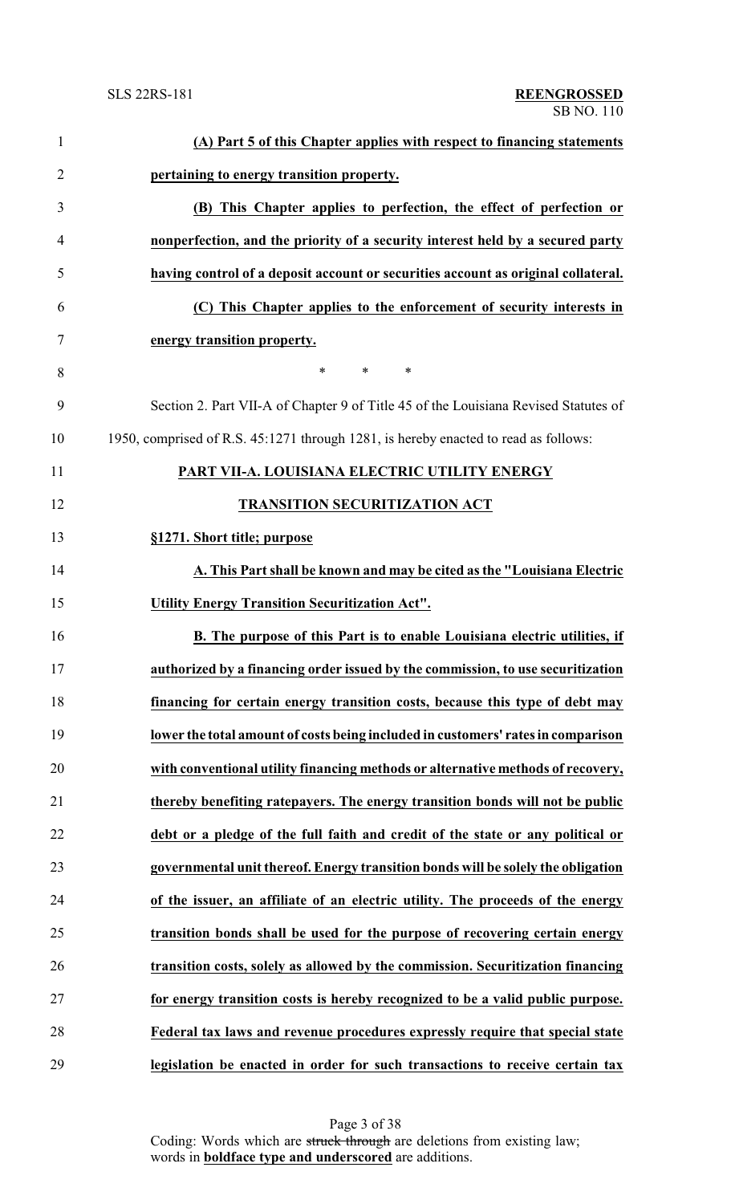**(A) Part 5 of this Chapter applies with respect to financing statements pertaining to energy transition property.**

**(B) This Chapter applies to perfection, the effect of perfection or nonperfection, and the priority of a security interest held by a secured party having control of a deposit account or securities account as original collateral.**

**(C) This Chapter applies to the enforcement of security interests in energy transition property.**

\* \* \*

Section 2. Part VII-A of Chapter 9 of Title 45 of the Louisiana Revised Statutes of 1950, comprised of R.S. 45:1271 through 1281, is hereby enacted to read as follows:

**PART VII-A. LOUISIANA ELECTRIC UTILITY ENERGY TRANSITION SECURITIZATION ACT**

**§1271. Short title; purpose**

**A. This Part shall be known and may be cited as the "Louisiana Electric Utility Energy Transition Securitization Act".**

**B. The purpose of this Part is to enable Louisiana electric utilities, if authorized by a financing order issued by the commission, to use securitization financing for certain energy transition costs, because this type of debt may lower the total amount of costs being included in customers' rates in comparison with conventional utility financing methods or alternative methods of recovery, thereby benefiting ratepayers. The energy transition bonds will not be public debt or a pledge of the full faith and credit of the state or any political or governmental unit thereof. Energy transition bonds will be solely the obligation of the issuer, an affiliate of an electric utility. The proceeds of the energy transition bonds shall be used for the purpose of recovering certain energy transition costs, solely as allowed by the commission. Securitization financing for energy transition costs is hereby recognized to be a valid public purpose. Federal tax laws and revenue procedures expressly require that special state legislation be enacted in order for such transactions to receive certain tax**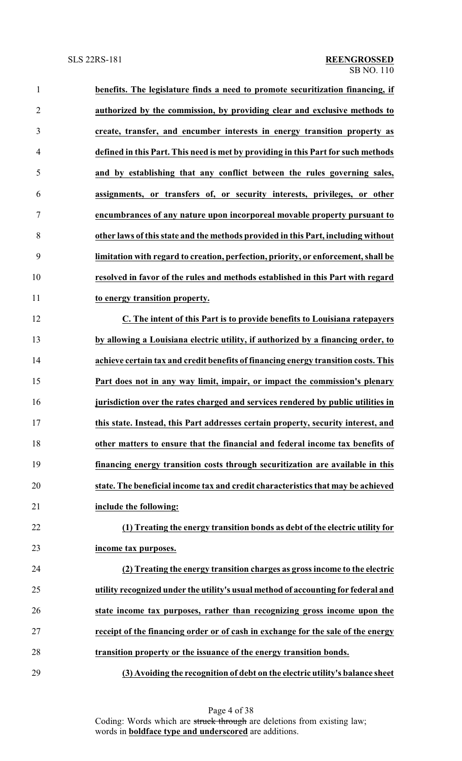**benefits. The legislature finds a need to promote securitization financing, if authorized by the commission, by providing clear and exclusive methods to create, transfer, and encumber interests in energy transition property as defined in this Part. This need is met by providing in this Part for such methods and by establishing that any conflict between the rules governing sales, assignments, or transfers of, or security interests, privileges, or other encumbrances of any nature upon incorporeal movable property pursuant to other laws of this state and the methods provided in this Part, including without limitation with regard to creation, perfection, priority, or enforcement, shall be resolved in favor of the rules and methods established in this Part with regard to energy transition property.**

**C. The intent of this Part is to provide benefits to Louisiana ratepayers by allowing a Louisiana electric utility, if authorized by a financing order, to achieve certain tax and credit benefits of financing energy transition costs. This Part does not in any way limit, impair, or impact the commission's plenary jurisdiction over the rates charged and services rendered by public utilities in this state. Instead, this Part addresses certain property, security interest, and other matters to ensure that the financial and federal income tax benefits of financing energy transition costs through securitization are available in this state. The beneficial income tax and credit characteristics that may be achieved include the following:**

**(1) Treating the energy transition bonds as debt of the electric utility for income tax purposes.**

**(2) Treating the energy transition charges as gross income to the electric utility recognized under the utility's usual method of accounting for federal and state income tax purposes, rather than recognizing gross income upon the receipt of the financing order or of cash in exchange for the sale of the energy transition property or the issuance of the energy transition bonds.**

**(3) Avoiding the recognition of debt on the electric utility's balance sheet**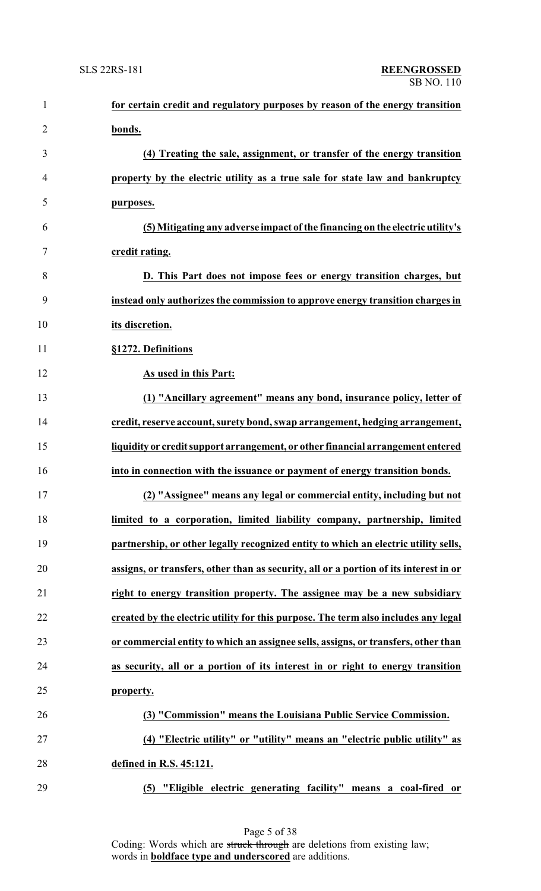**for certain credit and regulatory purposes by reason of the energy transition bonds.**

**(4) Treating the sale, assignment, or transfer of the energy transition property by the electric utility as a true sale for state law and bankruptcy purposes.**

**(5) Mitigating any adverse impact of the financing on the electric utility's credit rating.**

**D. This Part does not impose fees or energy transition charges, but instead only authorizes the commission to approve energy transition charges in its discretion.**

**§1272. Definitions**

**As used in this Part:**

**(1) "Ancillary agreement" means any bond, insurance policy, letter of credit, reserve account, surety bond, swap arrangement, hedging arrangement, liquidity or credit support arrangement, or other financial arrangement entered into in connection with the issuance or payment of energy transition bonds.**

**(2) "Assignee" means any legal or commercial entity, including but not limited to a corporation, limited liability company, partnership, limited partnership, or other legally recognized entity to which an electric utility sells, assigns, or transfers, other than as security, all or a portion of its interest in or right to energy transition property. The assignee may be a new subsidiary created by the electric utility for this purpose. The term also includes any legal or commercial entity to which an assignee sells, assigns, or transfers, other than as security, all or a portion of its interest in or right to energy transition property.**

**(3) "Commission" means the Louisiana Public Service Commission.**

**(4) "Electric utility" or "utility" means an "electric public utility" as defined in R.S. 45:121.**

**(5) "Eligible electric generating facility" means a coal-fired or**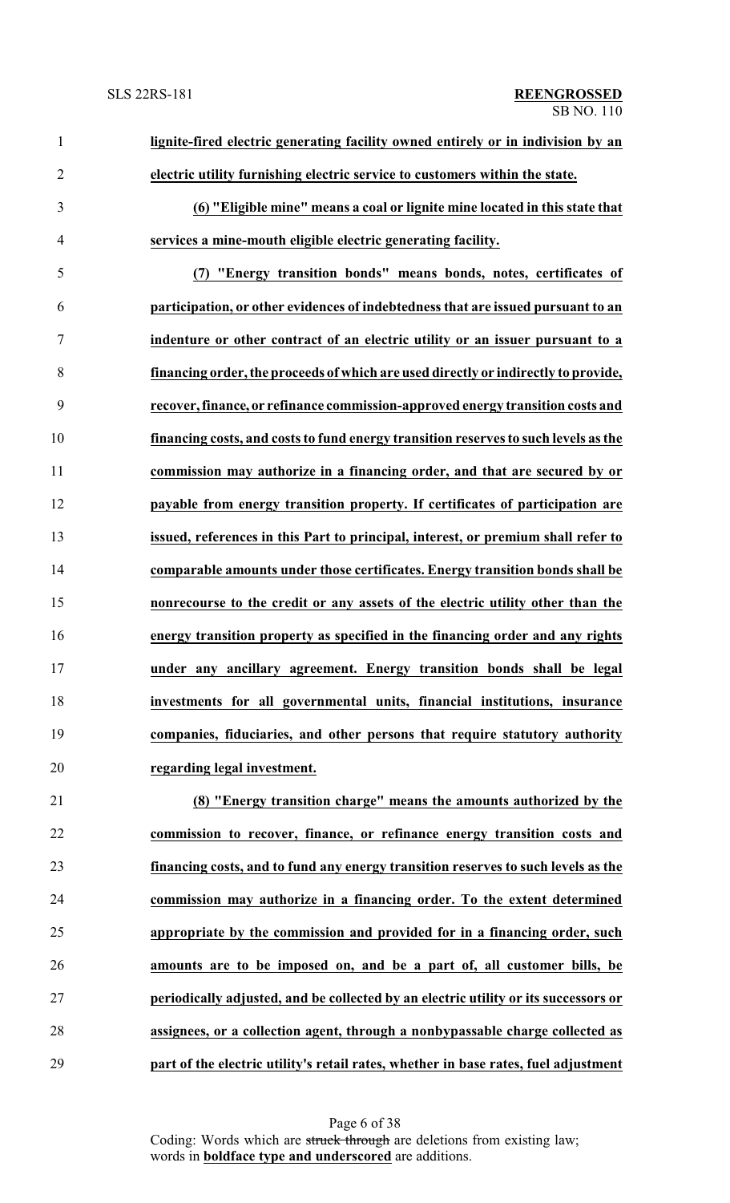**lignite-fired electric generating facility owned entirely or in indivision by an electric utility furnishing electric service to customers within the state.**

**(6) "Eligible mine" means a coal or lignite mine located in this state that services a mine-mouth eligible electric generating facility.**

**(7) "Energy transition bonds" means bonds, notes, certificates of participation, or other evidences of indebtedness that are issued pursuant to an indenture or other contract of an electric utility or an issuer pursuant to a financing order, the proceeds of which are used directly or indirectly to provide, recover, finance, or refinance commission-approved energy transition costs and financing costs, and costs to fund energy transition reserves to such levels as the commission may authorize in a financing order, and that are secured by or payable from energy transition property. If certificates of participation are issued, references in this Part to principal, interest, or premium shall refer to comparable amounts under those certificates. Energy transition bonds shall be nonrecourse to the credit or any assets of the electric utility other than the energy transition property as specified in the financing order and any rights under any ancillary agreement. Energy transition bonds shall be legal investments for all governmental units, financial institutions, insurance companies, fiduciaries, and other persons that require statutory authority regarding legal investment.**

**(8) "Energy transition charge" means the amounts authorized by the commission to recover, finance, or refinance energy transition costs and financing costs, and to fund any energy transition reserves to such levels as the commission may authorize in a financing order. To the extent determined appropriate by the commission and provided for in a financing order, such amounts are to be imposed on, and be a part of, all customer bills, be periodically adjusted, and be collected by an electric utility or its successors or assignees, or a collection agent, through a nonbypassable charge collected as part of the electric utility's retail rates, whether in base rates, fuel adjustment**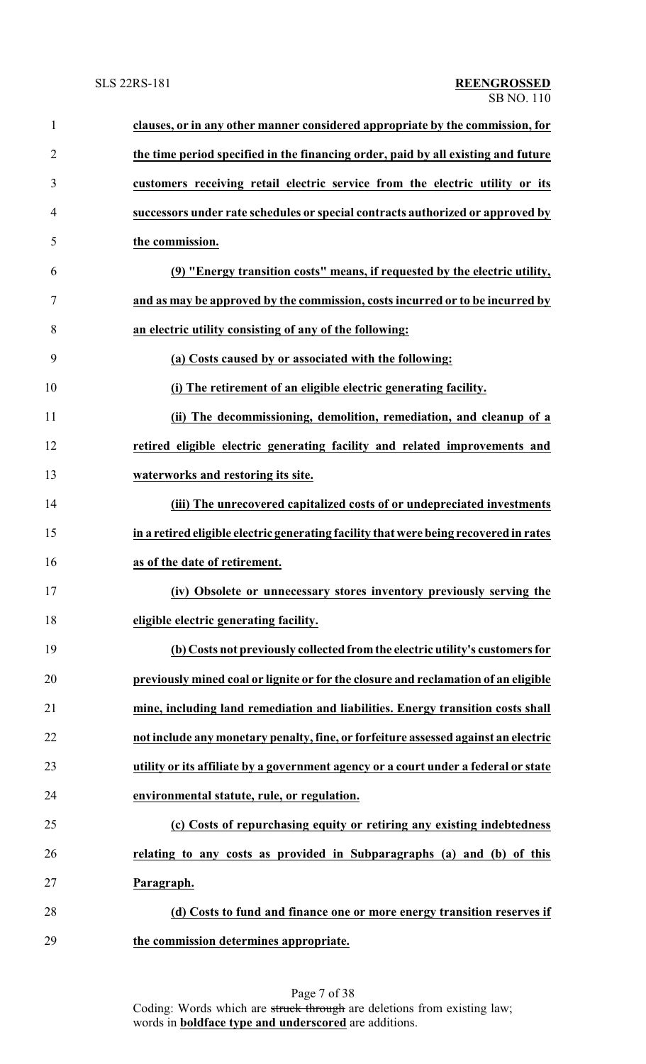**clauses, or in any other manner considered appropriate by the commission, for the time period specified in the financing order, paid by all existing and future customers receiving retail electric service from the electric utility or its successors under rate schedules or special contracts authorized or approved by the commission.**

**(9) "Energy transition costs" means, if requested by the electric utility, and as may be approved by the commission, costs incurred or to be incurred by an electric utility consisting of any of the following:**

**(a) Costs caused by or associated with the following:**

**(i) The retirement of an eligible electric generating facility.**

**(ii) The decommissioning, demolition, remediation, and cleanup of a retired eligible electric generating facility and related improvements and waterworks and restoring its site.**

**(iii) The unrecovered capitalized costs of or undepreciated investments in a retired eligible electric generating facility that were being recovered in rates as of the date of retirement.**

**(iv) Obsolete or unnecessary stores inventory previously serving the eligible electric generating facility.**

**(b) Costs not previously collected from the electric utility's customers for previously mined coal or lignite or for the closure and reclamation of an eligible mine, including land remediation and liabilities. Energy transition costs shall not include any monetary penalty, fine, or forfeiture assessed against an electric utility or its affiliate by a government agency or a court under a federal or state environmental statute, rule, or regulation.**

**(c) Costs of repurchasing equity or retiring any existing indebtedness relating to any costs as provided in Subparagraphs (a) and (b) of this Paragraph.**

**(d) Costs to fund and finance one or more energy transition reserves if the commission determines appropriate.**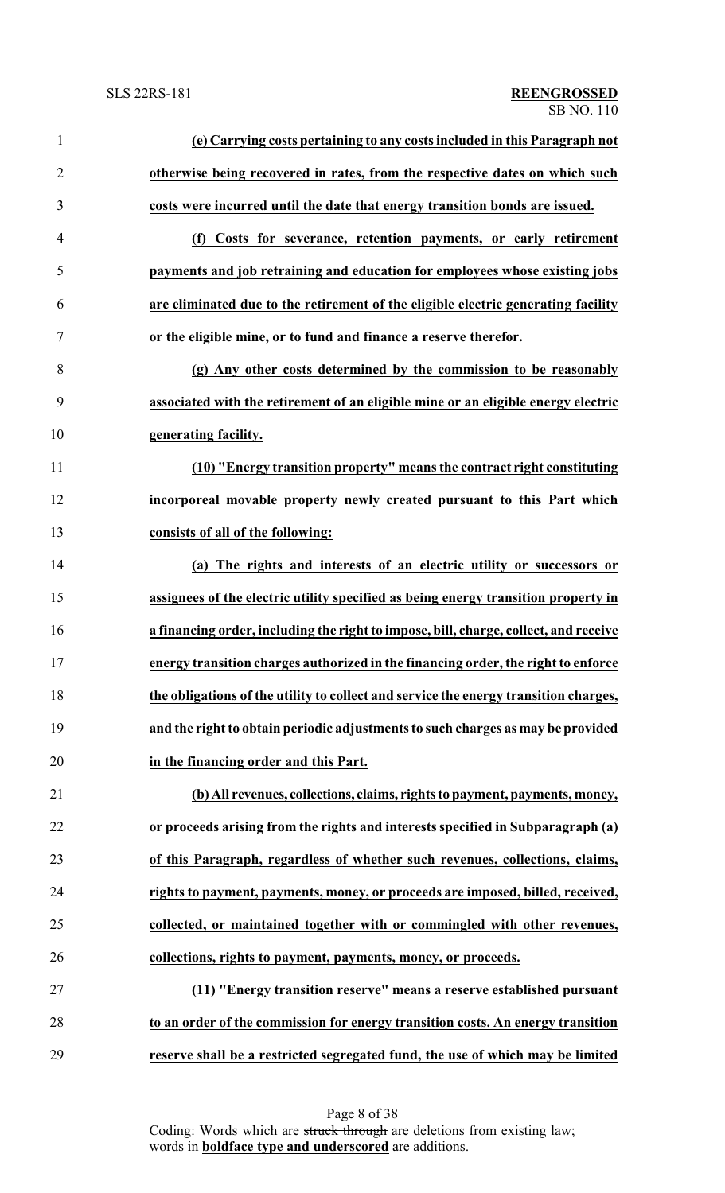**(e) Carrying costs pertaining to any costs included in this Paragraph not otherwise being recovered in rates, from the respective dates on which such costs were incurred until the date that energy transition bonds are issued.**

**(f) Costs for severance, retention payments, or early retirement payments and job retraining and education for employees whose existing jobs are eliminated due to the retirement of the eligible electric generating facility or the eligible mine, or to fund and finance a reserve therefor.**

**(g) Any other costs determined by the commission to be reasonably associated with the retirement of an eligible mine or an eligible energy electric generating facility.**

**(10) "Energy transition property" means the contract right constituting incorporeal movable property newly created pursuant to this Part which consists of all of the following:**

**(a) The rights and interests of an electric utility or successors or assignees of the electric utility specified as being energy transition property in a financing order, including the right to impose, bill, charge, collect, and receive energy transition charges authorized in the financing order, the right to enforce the obligations of the utility to collect and service the energy transition charges, and the right to obtain periodic adjustments to such charges as may be provided in the financing order and this Part.**

**(b) All revenues, collections, claims, rights to payment, payments, money, or proceeds arising from the rights and interests specified in Subparagraph (a) of this Paragraph, regardless of whether such revenues, collections, claims, rights to payment, payments, money, or proceeds are imposed, billed, received, collected, or maintained together with or commingled with other revenues, collections, rights to payment, payments, money, or proceeds.**

**(11) "Energy transition reserve" means a reserve established pursuant to an order of the commission for energy transition costs. An energy transition reserve shall be a restricted segregated fund, the use of which may be limited**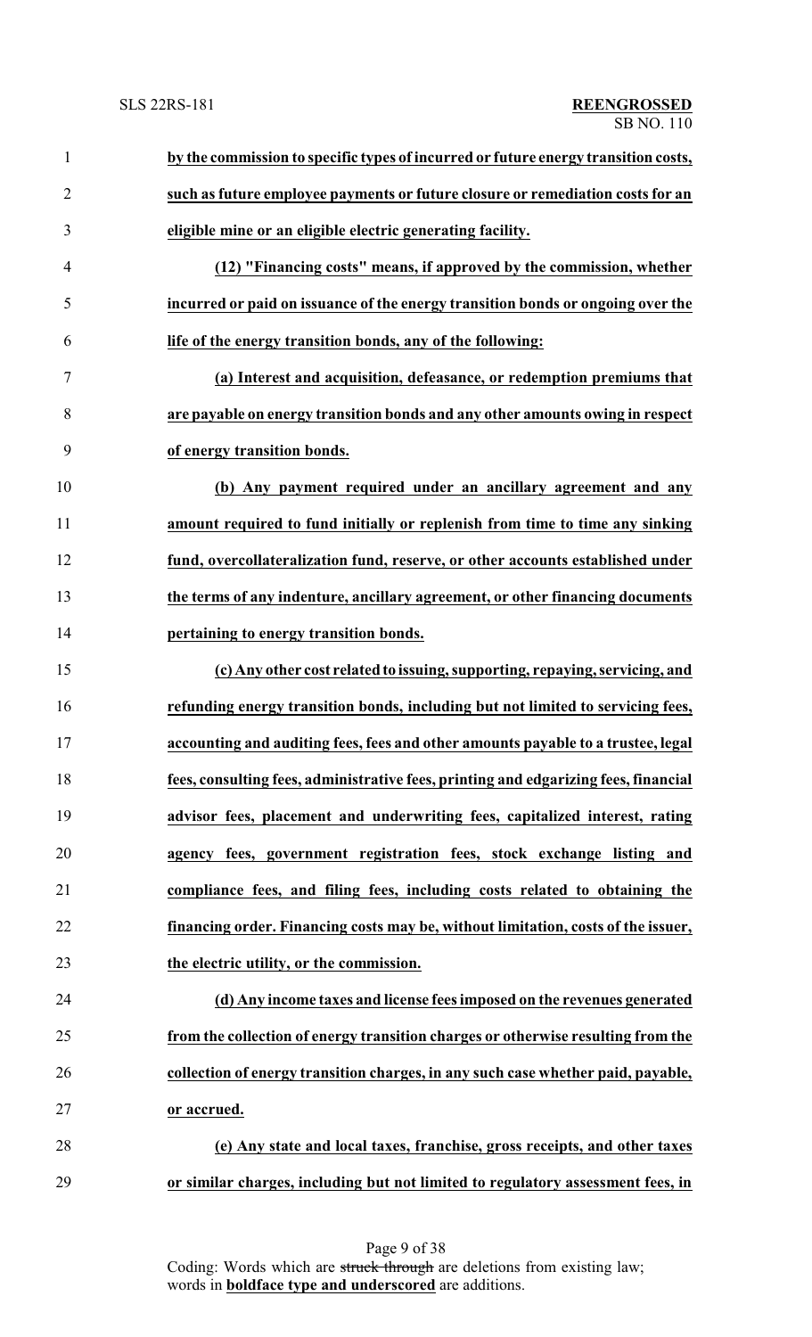**by the commission to specific types of incurred or future energy transition costs, such as future employee payments or future closure or remediation costs for an eligible mine or an eligible electric generating facility.**

**(12) "Financing costs" means, if approved by the commission, whether incurred or paid on issuance of the energy transition bonds or ongoing over the life of the energy transition bonds, any of the following:**

**(a) Interest and acquisition, defeasance, or redemption premiums that are payable on energy transition bonds and any other amounts owing in respect of energy transition bonds.**

**(b) Any payment required under an ancillary agreement and any amount required to fund initially or replenish from time to time any sinking fund, overcollateralization fund, reserve, or other accounts established under the terms of any indenture, ancillary agreement, or other financing documents pertaining to energy transition bonds.**

**(c) Any other cost related to issuing, supporting, repaying, servicing, and refunding energy transition bonds, including but not limited to servicing fees, accounting and auditing fees, fees and other amounts payable to a trustee, legal fees, consulting fees, administrative fees, printing and edgarizing fees, financial advisor fees, placement and underwriting fees, capitalized interest, rating agency fees, government registration fees, stock exchange listing and compliance fees, and filing fees, including costs related to obtaining the financing order. Financing costs may be, without limitation, costs of the issuer, the electric utility, or the commission.**

**(d) Any income taxes and license fees imposed on the revenues generated from the collection of energy transition charges or otherwise resulting from the collection of energy transition charges, in any such case whether paid, payable, or accrued.**

**(e) Any state and local taxes, franchise, gross receipts, and other taxes or similar charges, including but not limited to regulatory assessment fees, in**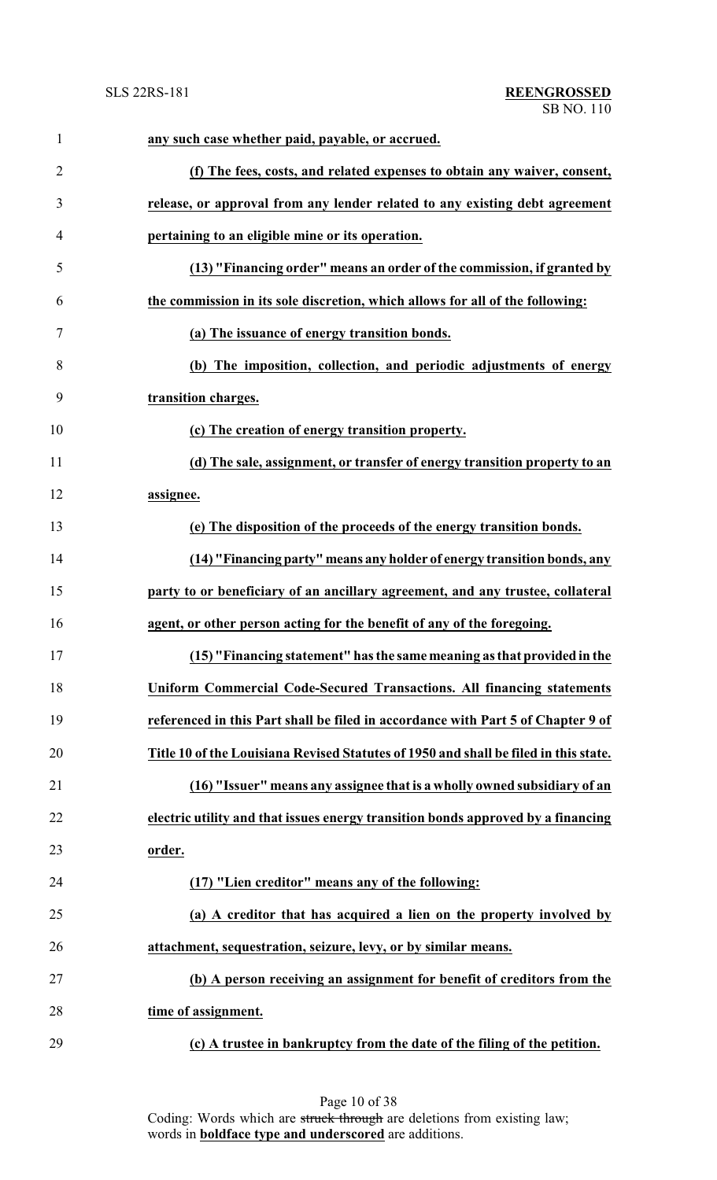**any such case whether paid, payable, or accrued.**

**(f) The fees, costs, and related expenses to obtain any waiver, consent, release, or approval from any lender related to any existing debt agreement pertaining to an eligible mine or its operation.**

**(13) "Financing order" means an order of the commission, if granted by the commission in its sole discretion, which allows for all of the following:**

**(a) The issuance of energy transition bonds.**

**(b) The imposition, collection, and periodic adjustments of energy transition charges.**

**(c) The creation of energy transition property.**

**(d) The sale, assignment, or transfer of energy transition property to an assignee.**

**(e) The disposition of the proceeds of the energy transition bonds.**

**(14) "Financing party" means any holder of energy transition bonds, any party to or beneficiary of an ancillary agreement, and any trustee, collateral agent, or other person acting for the benefit of any of the foregoing.**

**(15) "Financing statement" has the same meaning as that provided in the Uniform Commercial Code-Secured Transactions. All financing statements referenced in this Part shall be filed in accordance with Part 5 of Chapter 9 of Title 10 of the Louisiana Revised Statutes of 1950 and shall be filed in this state.**

**(16) "Issuer" means any assignee that is a wholly owned subsidiary of an electric utility and that issues energy transition bonds approved by a financing order.**

**(17) "Lien creditor" means any of the following:**

**(a) A creditor that has acquired a lien on the property involved by attachment, sequestration, seizure, levy, or by similar means.**

**(b) A person receiving an assignment for benefit of creditors from the time of assignment.**

**(c) A trustee in bankruptcy from the date of the filing of the petition.**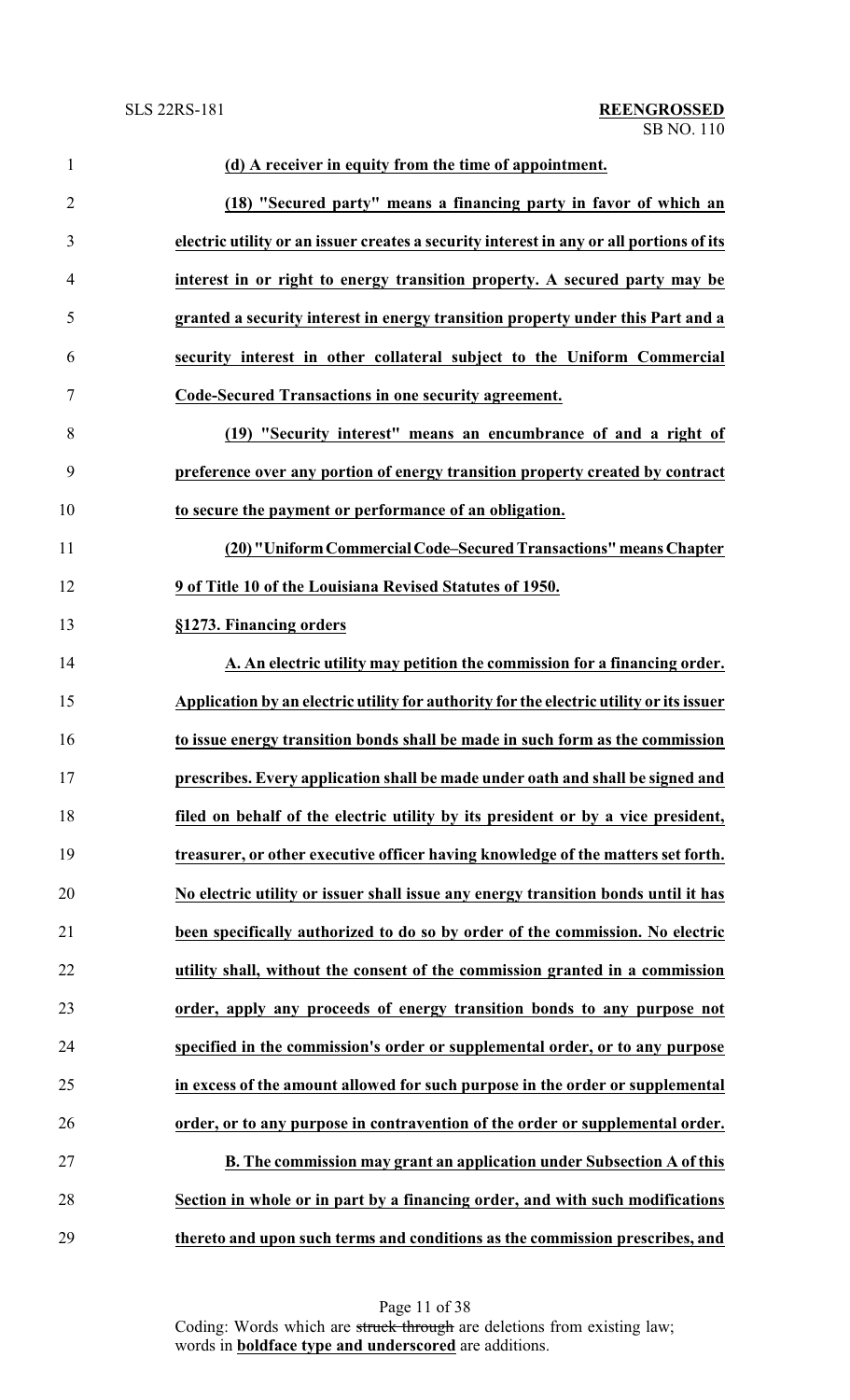**(d) A receiver in equity from the time of appointment.**

**(18) "Secured party" means a financing party in favor of which an electric utility or an issuer creates a security interest in any or all portions of its interest in or right to energy transition property. A secured party may be granted a security interest in energy transition property under this Part and a security interest in other collateral subject to the Uniform Commercial Code-Secured Transactions in one security agreement.**

**(19) "Security interest" means an encumbrance of and a right of preference over any portion of energy transition property created by contract to secure the payment or performance of an obligation.**

**(20) "Uniform Commercial Code–Secured Transactions" means Chapter 9 of Title 10 of the Louisiana Revised Statutes of 1950.**

**§1273. Financing orders**

**A. An electric utility may petition the commission for a financing order. Application by an electric utility for authority for the electric utility or its issuer to issue energy transition bonds shall be made in such form as the commission prescribes. Every application shall be made under oath and shall be signed and filed on behalf of the electric utility by its president or by a vice president, treasurer, or other executive officer having knowledge of the matters set forth. No electric utility or issuer shall issue any energy transition bonds until it has been specifically authorized to do so by order of the commission. No electric utility shall, without the consent of the commission granted in a commission order, apply any proceeds of energy transition bonds to any purpose not specified in the commission's order or supplemental order, or to any purpose in excess of the amount allowed for such purpose in the order or supplemental order, or to any purpose in contravention of the order or supplemental order.**

**B. The commission may grant an application under Subsection A of this Section in whole or in part by a financing order, and with such modifications thereto and upon such terms and conditions as the commission prescribes, and**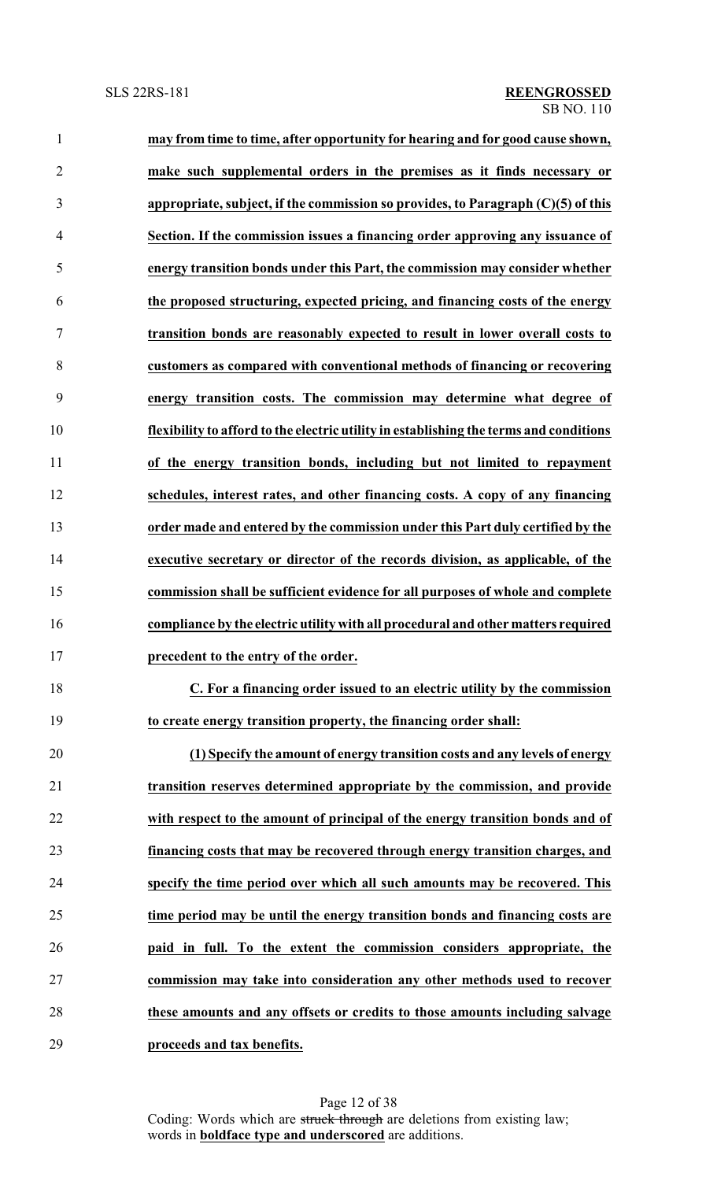**may from time to time, after opportunity for hearing and for good cause shown, make such supplemental orders in the premises as it finds necessary or appropriate, subject, if the commission so provides, to Paragraph (C)(5) of this Section. If the commission issues a financing order approving any issuance of energy transition bonds under this Part, the commission may consider whether the proposed structuring, expected pricing, and financing costs of the energy transition bonds are reasonably expected to result in lower overall costs to customers as compared with conventional methods of financing or recovering energy transition costs. The commission may determine what degree of flexibility to afford to the electric utility in establishing the terms and conditions of the energy transition bonds, including but not limited to repayment schedules, interest rates, and other financing costs. A copy of any financing order made and entered by the commission under this Part duly certified by the executive secretary or director of the records division, as applicable, of the commission shall be sufficient evidence for all purposes of whole and complete compliance by the electric utility with all procedural and other matters required precedent to the entry of the order.**

**C. For a financing order issued to an electric utility by the commission to create energy transition property, the financing order shall:**

**(1) Specify the amount of energy transition costs and any levels of energy transition reserves determined appropriate by the commission, and provide with respect to the amount of principal of the energy transition bonds and of financing costs that may be recovered through energy transition charges, and specify the time period over which all such amounts may be recovered. This time period may be until the energy transition bonds and financing costs are paid in full. To the extent the commission considers appropriate, the commission may take into consideration any other methods used to recover these amounts and any offsets or credits to those amounts including salvage proceeds and tax benefits.**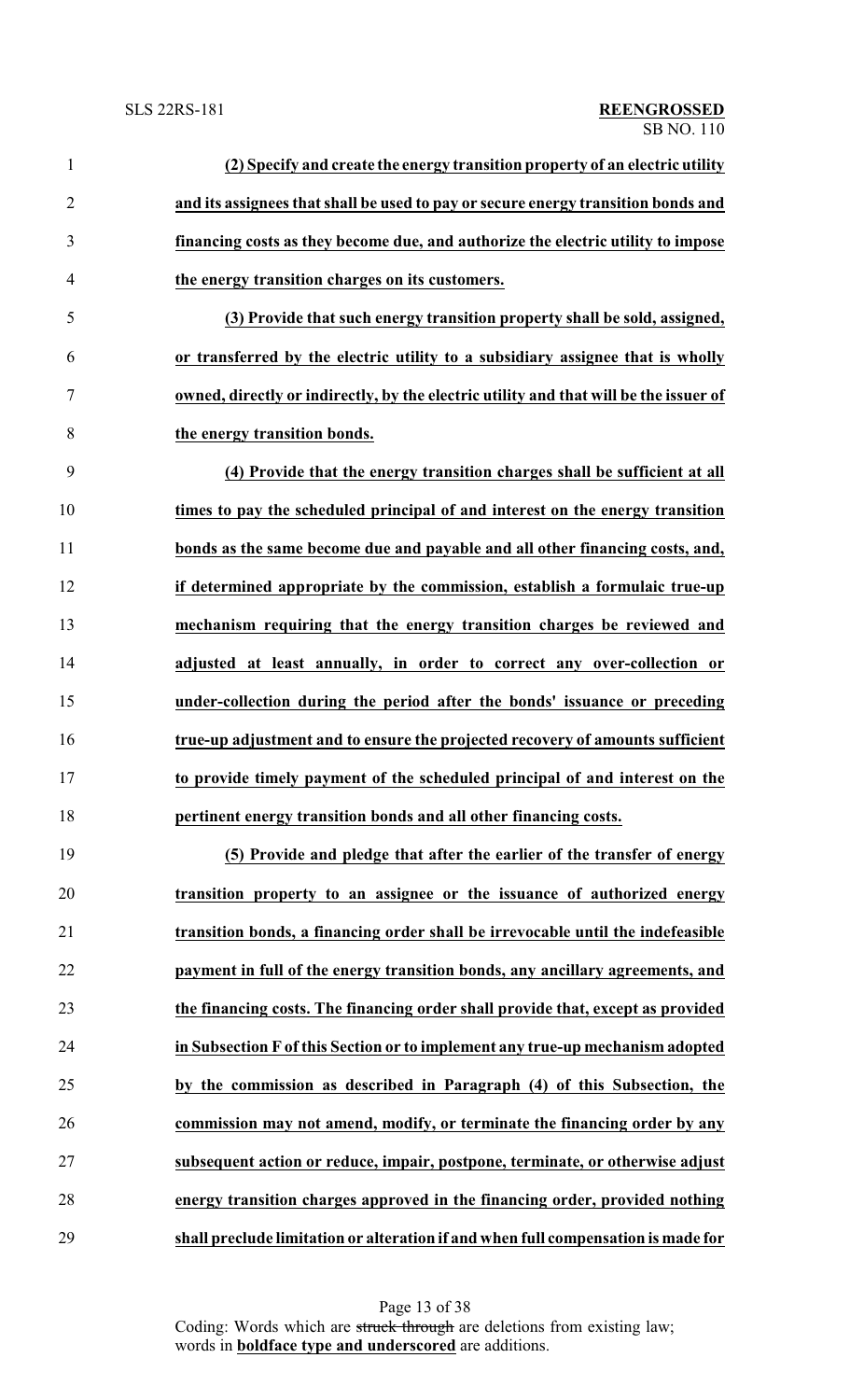**(2) Specify and create the energy transition property of an electric utility and its assignees that shall be used to pay or secure energy transition bonds and financing costs as they become due, and authorize the electric utility to impose the energy transition charges on its customers.**

**(3) Provide that such energy transition property shall be sold, assigned, or transferred by the electric utility to a subsidiary assignee that is wholly owned, directly or indirectly, by the electric utility and that will be the issuer of the energy transition bonds.**

**(4) Provide that the energy transition charges shall be sufficient at all times to pay the scheduled principal of and interest on the energy transition bonds as the same become due and payable and all other financing costs, and, if determined appropriate by the commission, establish a formulaic true-up mechanism requiring that the energy transition charges be reviewed and adjusted at least annually, in order to correct any over-collection or under-collection during the period after the bonds' issuance or preceding true-up adjustment and to ensure the projected recovery of amounts sufficient to provide timely payment of the scheduled principal of and interest on the pertinent energy transition bonds and all other financing costs.**

**(5) Provide and pledge that after the earlier of the transfer of energy transition property to an assignee or the issuance of authorized energy transition bonds, a financing order shall be irrevocable until the indefeasible payment in full of the energy transition bonds, any ancillary agreements, and the financing costs. The financing order shall provide that, except as provided in Subsection F of this Section or to implement any true-up mechanism adopted by the commission as described in Paragraph (4) of this Subsection, the commission may not amend, modify, or terminate the financing order by any subsequent action or reduce, impair, postpone, terminate, or otherwise adjust energy transition charges approved in the financing order, provided nothing shall preclude limitation or alteration if and when full compensation is made for**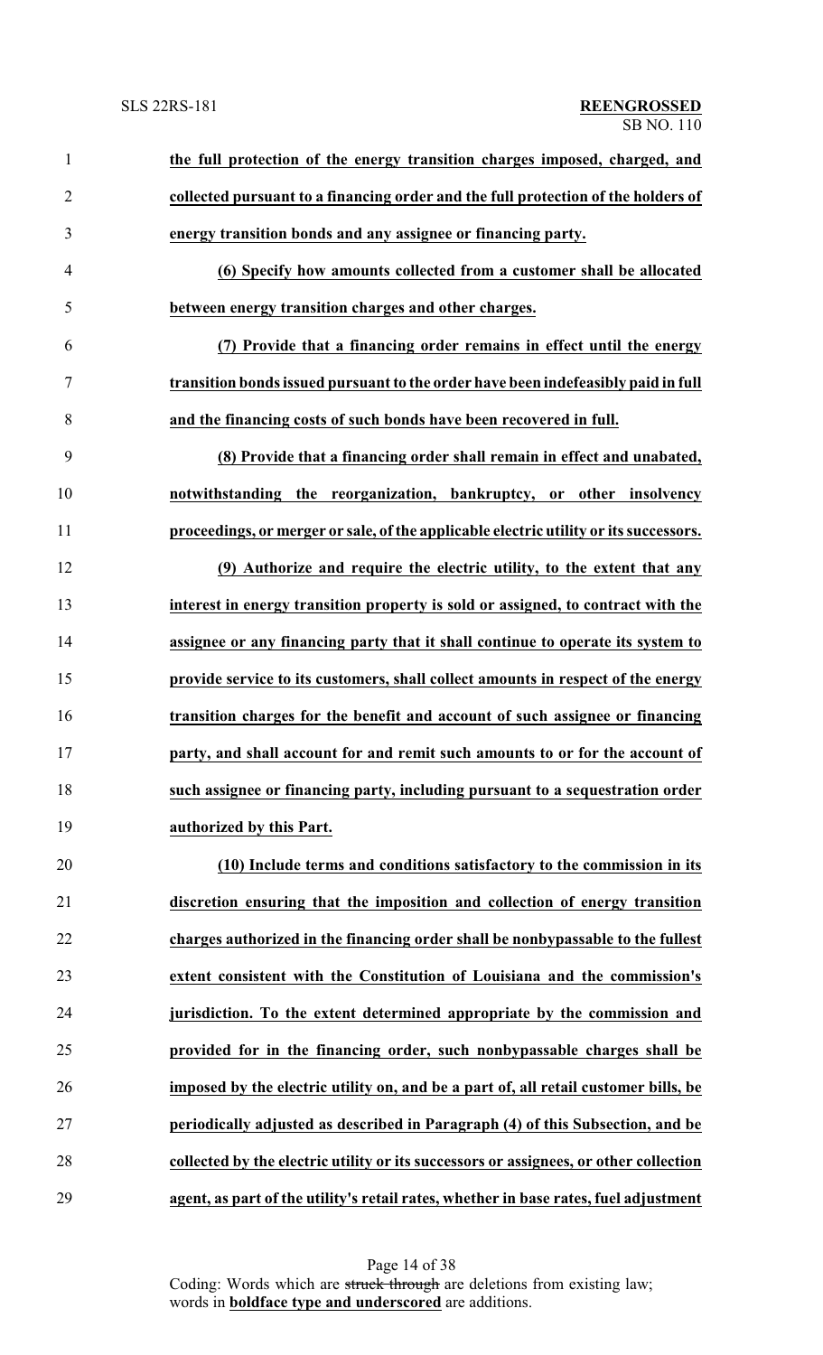**the full protection of the energy transition charges imposed, charged, and collected pursuant to a financing order and the full protection of the holders of energy transition bonds and any assignee or financing party.**

**(6) Specify how amounts collected from a customer shall be allocated between energy transition charges and other charges.**

**(7) Provide that a financing order remains in effect until the energy transition bonds issued pursuant to the order have been indefeasibly paid in full and the financing costs of such bonds have been recovered in full.**

**(8) Provide that a financing order shall remain in effect and unabated, notwithstanding the reorganization, bankruptcy, or other insolvency proceedings, or merger or sale, of the applicable electric utility or its successors.**

**(9) Authorize and require the electric utility, to the extent that any interest in energy transition property is sold or assigned, to contract with the assignee or any financing party that it shall continue to operate its system to provide service to its customers, shall collect amounts in respect of the energy transition charges for the benefit and account of such assignee or financing party, and shall account for and remit such amounts to or for the account of such assignee or financing party, including pursuant to a sequestration order authorized by this Part.**

**(10) Include terms and conditions satisfactory to the commission in its discretion ensuring that the imposition and collection of energy transition charges authorized in the financing order shall be nonbypassable to the fullest extent consistent with the Constitution of Louisiana and the commission's jurisdiction. To the extent determined appropriate by the commission and provided for in the financing order, such nonbypassable charges shall be imposed by the electric utility on, and be a part of, all retail customer bills, be periodically adjusted as described in Paragraph (4) of this Subsection, and be collected by the electric utility or its successors or assignees, or other collection agent, as part of the utility's retail rates, whether in base rates, fuel adjustment**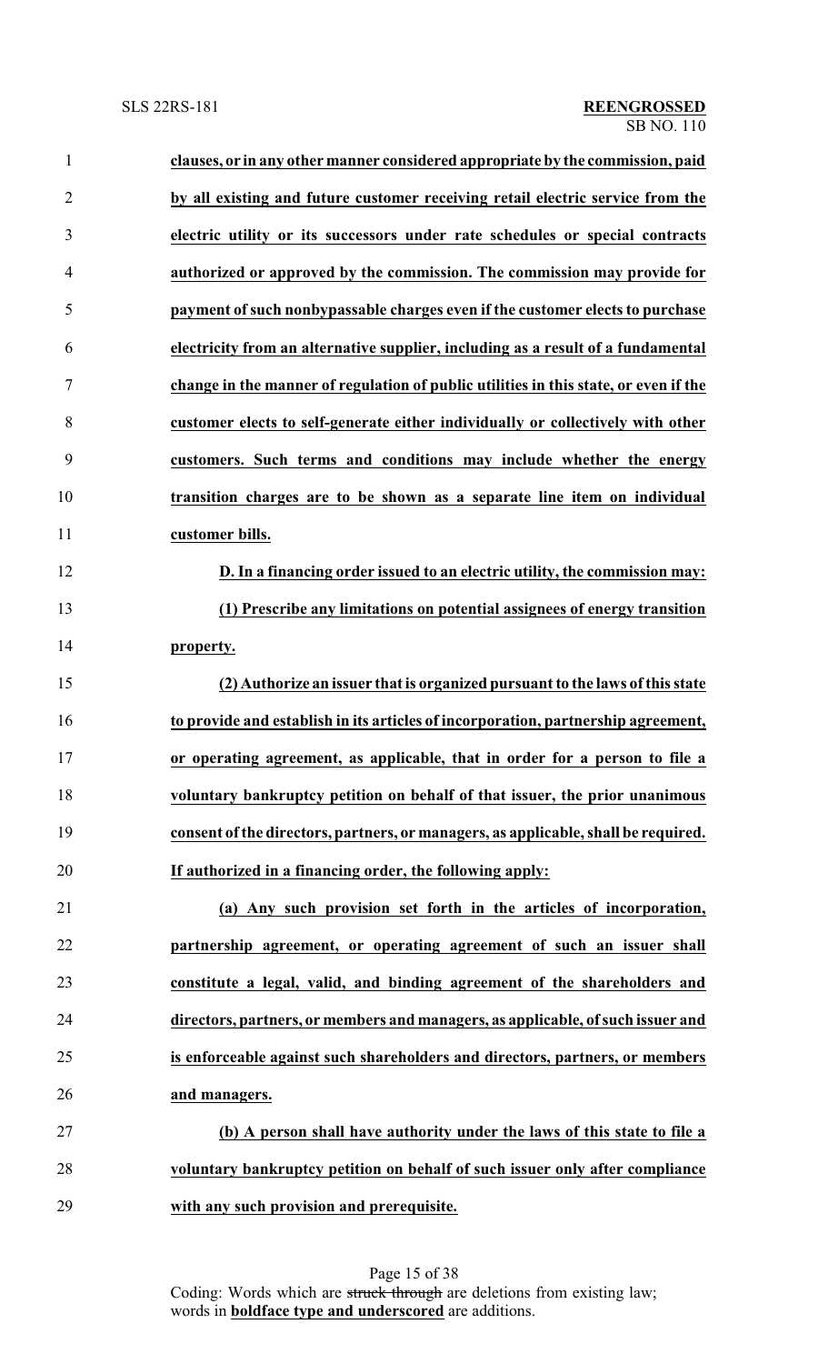**clauses, or in any other manner considered appropriate by the commission, paid by all existing and future customer receiving retail electric service from the electric utility or its successors under rate schedules or special contracts authorized or approved by the commission. The commission may provide for payment of such nonbypassable charges even if the customer elects to purchase electricity from an alternative supplier, including as a result of a fundamental change in the manner of regulation of public utilities in this state, or even if the customer elects to self-generate either individually or collectively with other customers. Such terms and conditions may include whether the energy transition charges are to be shown as a separate line item on individual customer bills.**

**D. In a financing order issued to an electric utility, the commission may:**

**(1) Prescribe any limitations on potential assignees of energy transition property.**

**(2) Authorize an issuer that is organized pursuant to the laws of this state to provide and establish in its articles of incorporation, partnership agreement, or operating agreement, as applicable, that in order for a person to file a voluntary bankruptcy petition on behalf of that issuer, the prior unanimous consent of the directors, partners, or managers, as applicable, shall be required. If authorized in a financing order, the following apply:**

**(a) Any such provision set forth in the articles of incorporation, partnership agreement, or operating agreement of such an issuer shall constitute a legal, valid, and binding agreement of the shareholders and directors, partners, or members and managers, as applicable, of such issuer and is enforceable against such shareholders and directors, partners, or members and managers.**

**(b) A person shall have authority under the laws of this state to file a voluntary bankruptcy petition on behalf of such issuer only after compliance with any such provision and prerequisite.**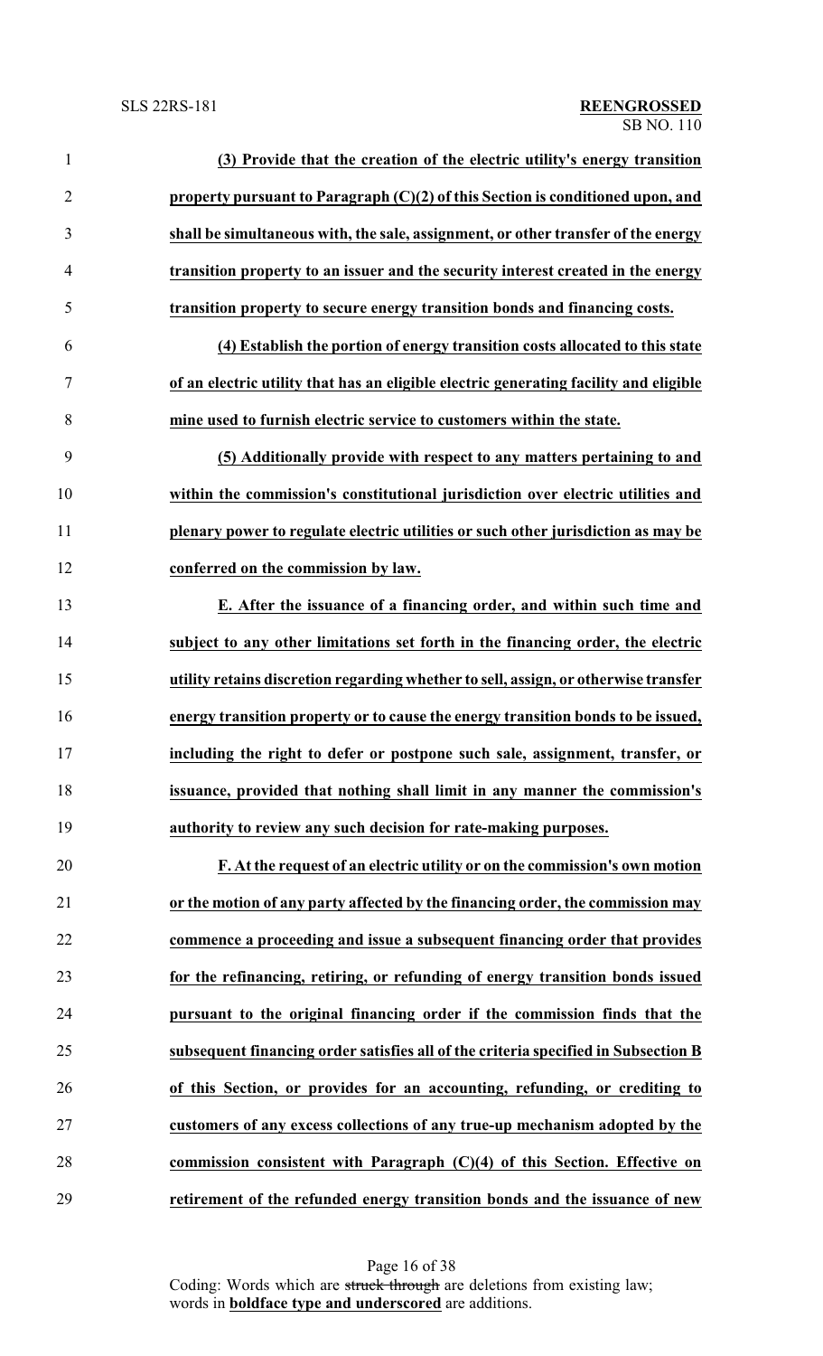**(3) Provide that the creation of the electric utility's energy transition property pursuant to Paragraph (C)(2) of this Section is conditioned upon, and shall be simultaneous with, the sale, assignment, or other transfer of the energy transition property to an issuer and the security interest created in the energy transition property to secure energy transition bonds and financing costs.**

**(4) Establish the portion of energy transition costs allocated to this state of an electric utility that has an eligible electric generating facility and eligible mine used to furnish electric service to customers within the state.**

**(5) Additionally provide with respect to any matters pertaining to and within the commission's constitutional jurisdiction over electric utilities and plenary power to regulate electric utilities or such other jurisdiction as may be conferred on the commission by law.**

**E. After the issuance of a financing order, and within such time and subject to any other limitations set forth in the financing order, the electric utility retains discretion regarding whether to sell, assign, or otherwise transfer energy transition property or to cause the energy transition bonds to be issued, including the right to defer or postpone such sale, assignment, transfer, or issuance, provided that nothing shall limit in any manner the commission's authority to review any such decision for rate-making purposes.**

**F. At the request of an electric utility or on the commission's own motion or the motion of any party affected by the financing order, the commission may commence a proceeding and issue a subsequent financing order that provides for the refinancing, retiring, or refunding of energy transition bonds issued pursuant to the original financing order if the commission finds that the subsequent financing order satisfies all of the criteria specified in Subsection B of this Section, or provides for an accounting, refunding, or crediting to customers of any excess collections of any true-up mechanism adopted by the commission consistent with Paragraph (C)(4) of this Section. Effective on retirement of the refunded energy transition bonds and the issuance of new**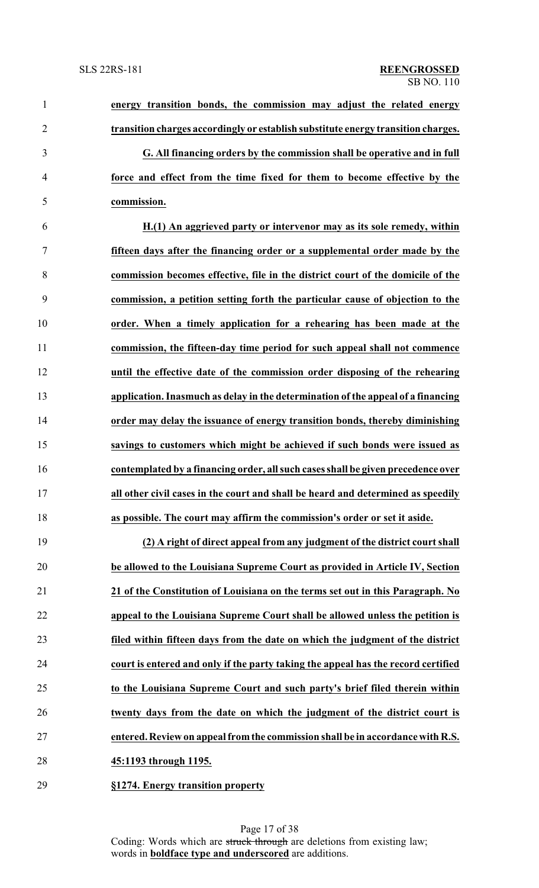**energy transition bonds, the commission may adjust the related energy transition charges accordingly or establish substitute energy transition charges.**

**G. All financing orders by the commission shall be operative and in full force and effect from the time fixed for them to become effective by the commission.**

**H.(1) An aggrieved party or intervenor may as its sole remedy, within fifteen days after the financing order or a supplemental order made by the commission becomes effective, file in the district court of the domicile of the commission, a petition setting forth the particular cause of objection to the order. When a timely application for a rehearing has been made at the commission, the fifteen-day time period for such appeal shall not commence until the effective date of the commission order disposing of the rehearing application. Inasmuch as delay in the determination of the appeal of a financing order may delay the issuance of energy transition bonds, thereby diminishing savings to customers which might be achieved if such bonds were issued as contemplated by a financing order, all such cases shall be given precedence over all other civil cases in the court and shall be heard and determined as speedily as possible. The court may affirm the commission's order or set it aside.**

**(2) A right of direct appeal from any judgment of the district court shall be allowed to the Louisiana Supreme Court as provided in Article IV, Section 21 of the Constitution of Louisiana on the terms set out in this Paragraph. No appeal to the Louisiana Supreme Court shall be allowed unless the petition is filed within fifteen days from the date on which the judgment of the district court is entered and only if the party taking the appeal has the record certified to the Louisiana Supreme Court and such party's brief filed therein within twenty days from the date on which the judgment of the district court is entered. Review on appeal from the commission shall be in accordance with R.S. 45:1193 through 1195.**

**§1274. Energy transition property**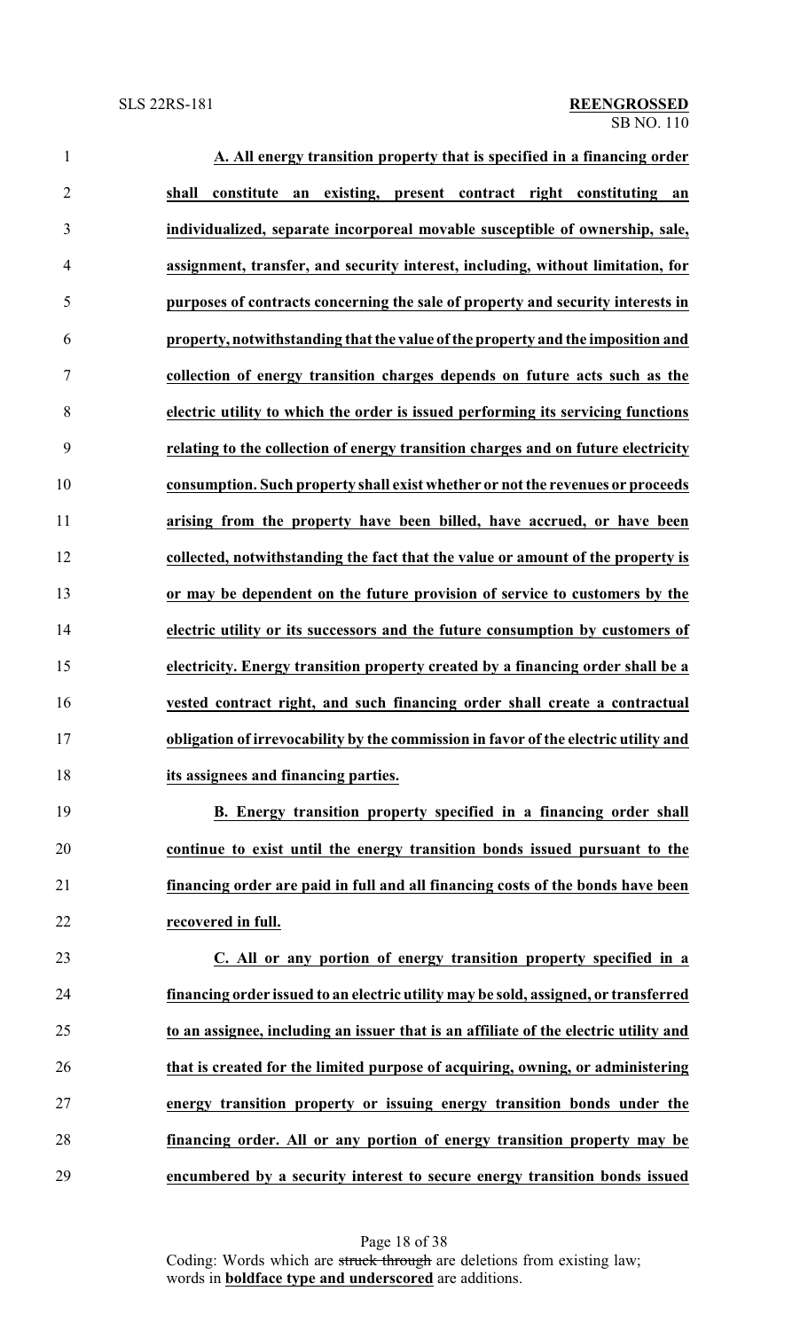**A. All energy transition property that is specified in a financing order shall constitute an existing, present contract right constituting an individualized, separate incorporeal movable susceptible of ownership, sale, assignment, transfer, and security interest, including, without limitation, for purposes of contracts concerning the sale of property and security interests in property, notwithstanding that the value of the property and the imposition and collection of energy transition charges depends on future acts such as the electric utility to which the order is issued performing its servicing functions relating to the collection of energy transition charges and on future electricity consumption. Such property shall exist whether or not the revenues or proceeds arising from the property have been billed, have accrued, or have been collected, notwithstanding the fact that the value or amount of the property is or may be dependent on the future provision of service to customers by the electric utility or its successors and the future consumption by customers of electricity. Energy transition property created by a financing order shall be a vested contract right, and such financing order shall create a contractual obligation of irrevocability by the commission in favor of the electric utility and its assignees and financing parties.**

**B. Energy transition property specified in a financing order shall continue to exist until the energy transition bonds issued pursuant to the financing order are paid in full and all financing costs of the bonds have been recovered in full.**

**C. All or any portion of energy transition property specified in a financing order issued to an electric utility may be sold, assigned, or transferred to an assignee, including an issuer that is an affiliate of the electric utility and that is created for the limited purpose of acquiring, owning, or administering energy transition property or issuing energy transition bonds under the financing order. All or any portion of energy transition property may be encumbered by a security interest to secure energy transition bonds issued**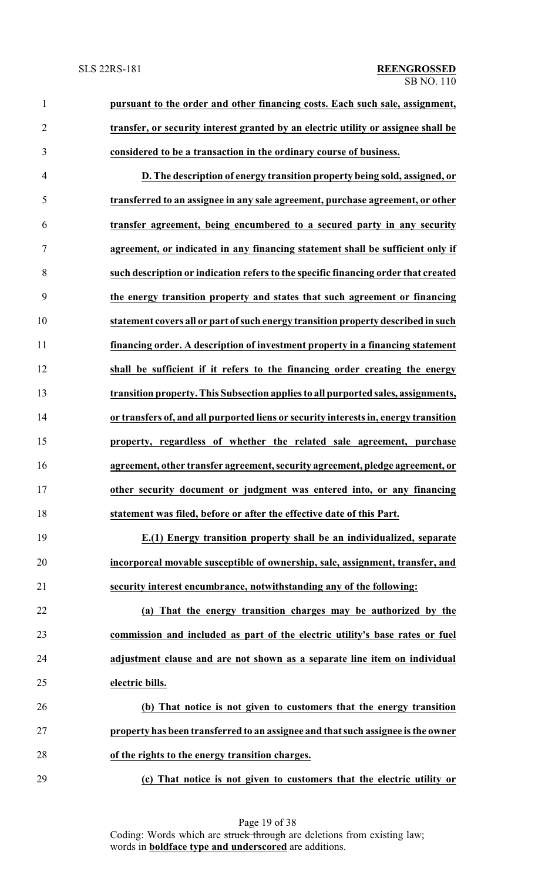**pursuant to the order and other financing costs. Each such sale, assignment, transfer, or security interest granted by an electric utility or assignee shall be considered to be a transaction in the ordinary course of business.**

**D. The description of energy transition property being sold, assigned, or transferred to an assignee in any sale agreement, purchase agreement, or other transfer agreement, being encumbered to a secured party in any security agreement, or indicated in any financing statement shall be sufficient only if such description or indication refers to the specific financing order that created the energy transition property and states that such agreement or financing statement covers all or part of such energy transition property described in such financing order. A description of investment property in a financing statement shall be sufficient if it refers to the financing order creating the energy transition property. This Subsection applies to all purported sales, assignments, or transfers of, and all purported liens or security interests in, energy transition property, regardless of whether the related sale agreement, purchase agreement, other transfer agreement, security agreement, pledge agreement, or other security document or judgment was entered into, or any financing statement was filed, before or after the effective date of this Part.**

**E.(1) Energy transition property shall be an individualized, separate incorporeal movable susceptible of ownership, sale, assignment, transfer, and security interest encumbrance, notwithstanding any of the following:**

**(a) That the energy transition charges may be authorized by the commission and included as part of the electric utility's base rates or fuel adjustment clause and are not shown as a separate line item on individual electric bills.**

**(b) That notice is not given to customers that the energy transition property has been transferred to an assignee and that such assignee is the owner of the rights to the energy transition charges.**

**(c) That notice is not given to customers that the electric utility or**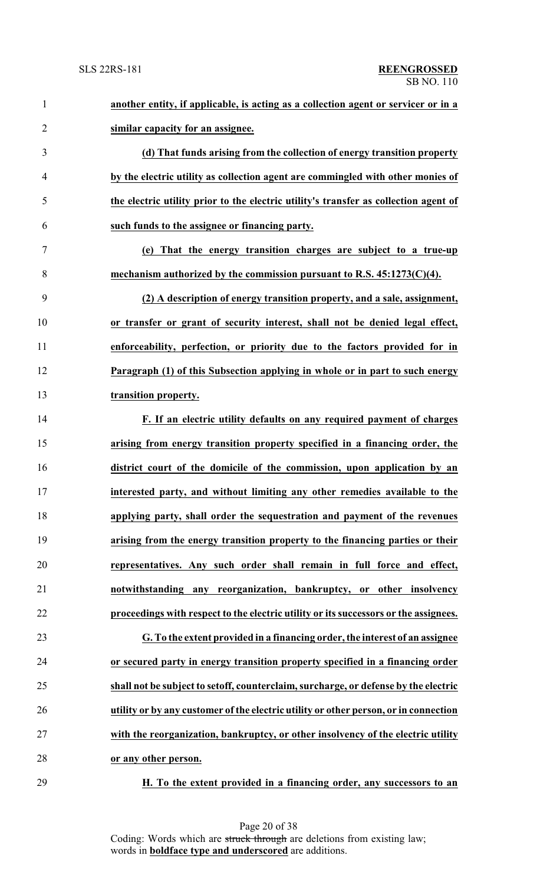**another entity, if applicable, is acting as a collection agent or servicer or in a similar capacity for an assignee.**

**(d) That funds arising from the collection of energy transition property by the electric utility as collection agent are commingled with other monies of the electric utility prior to the electric utility's transfer as collection agent of such funds to the assignee or financing party.**

**(e) That the energy transition charges are subject to a true-up mechanism authorized by the commission pursuant to R.S. 45:1273(C)(4).**

**(2) A description of energy transition property, and a sale, assignment, or transfer or grant of security interest, shall not be denied legal effect, enforceability, perfection, or priority due to the factors provided for in Paragraph (1) of this Subsection applying in whole or in part to such energy transition property.**

**F. If an electric utility defaults on any required payment of charges arising from energy transition property specified in a financing order, the district court of the domicile of the commission, upon application by an interested party, and without limiting any other remedies available to the applying party, shall order the sequestration and payment of the revenues arising from the energy transition property to the financing parties or their representatives. Any such order shall remain in full force and effect, notwithstanding any reorganization, bankruptcy, or other insolvency proceedings with respect to the electric utility or its successors or the assignees.**

**G. To the extent provided in a financing order, the interest of an assignee or secured party in energy transition property specified in a financing order shall not be subject to setoff, counterclaim, surcharge, or defense by the electric utility or by any customer of the electric utility or other person, or in connection with the reorganization, bankruptcy, or other insolvency of the electric utility or any other person.**

**H. To the extent provided in a financing order, any successors to an**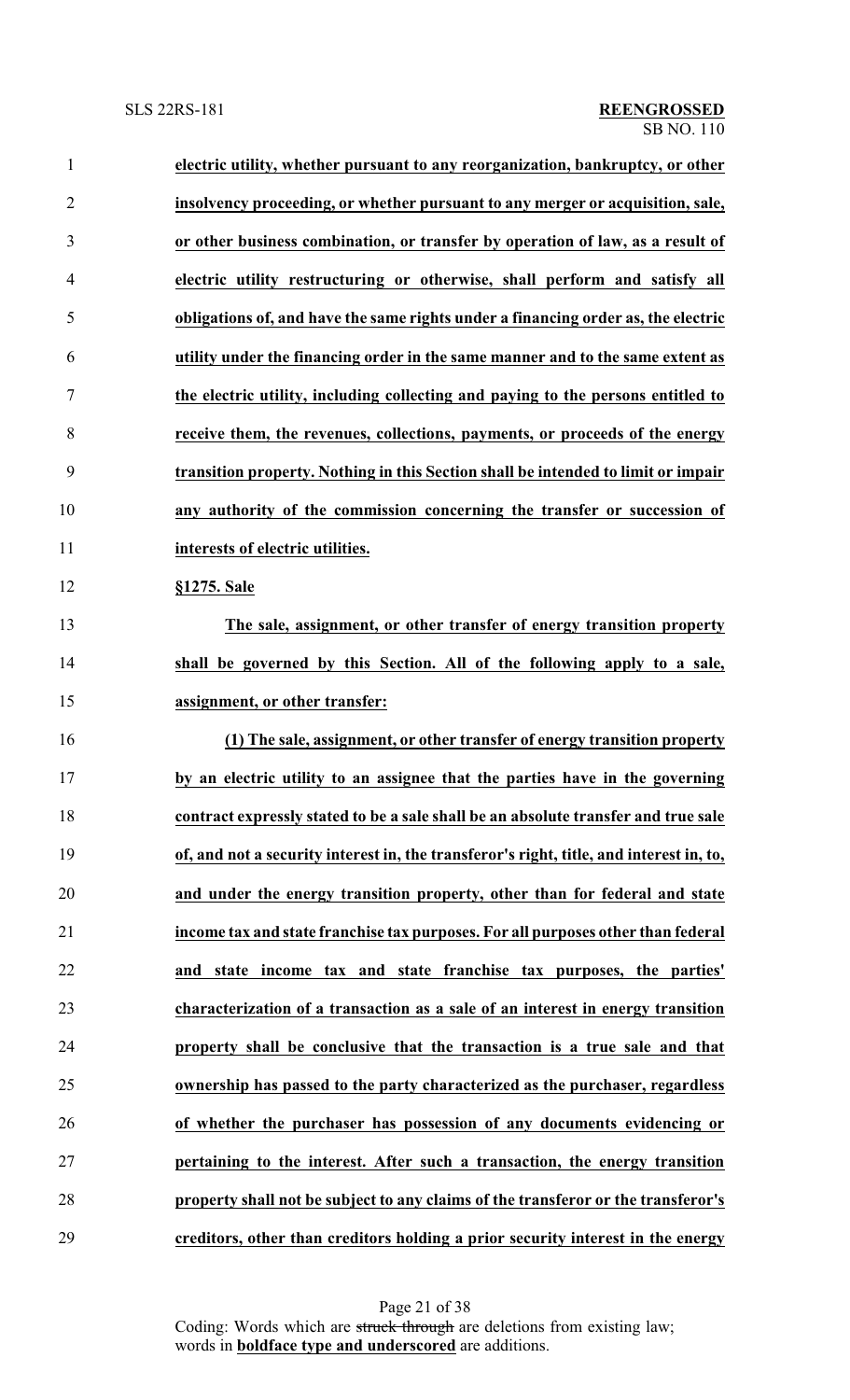**electric utility, whether pursuant to any reorganization, bankruptcy, or other insolvency proceeding, or whether pursuant to any merger or acquisition, sale, or other business combination, or transfer by operation of law, as a result of electric utility restructuring or otherwise, shall perform and satisfy all obligations of, and have the same rights under a financing order as, the electric utility under the financing order in the same manner and to the same extent as the electric utility, including collecting and paying to the persons entitled to receive them, the revenues, collections, payments, or proceeds of the energy transition property. Nothing in this Section shall be intended to limit or impair any authority of the commission concerning the transfer or succession of interests of electric utilities.**

**§1275. Sale**

**The sale, assignment, or other transfer of energy transition property shall be governed by this Section. All of the following apply to a sale, assignment, or other transfer:**

**(1) The sale, assignment, or other transfer of energy transition property by an electric utility to an assignee that the parties have in the governing contract expressly stated to be a sale shall be an absolute transfer and true sale of, and not a security interest in, the transferor's right, title, and interest in, to, and under the energy transition property, other than for federal and state income tax and state franchise tax purposes. For all purposes other than federal and state income tax and state franchise tax purposes, the parties' characterization of a transaction as a sale of an interest in energy transition property shall be conclusive that the transaction is a true sale and that ownership has passed to the party characterized as the purchaser, regardless of whether the purchaser has possession of any documents evidencing or pertaining to the interest. After such a transaction, the energy transition property shall not be subject to any claims of the transferor or the transferor's creditors, other than creditors holding a prior security interest in the energy**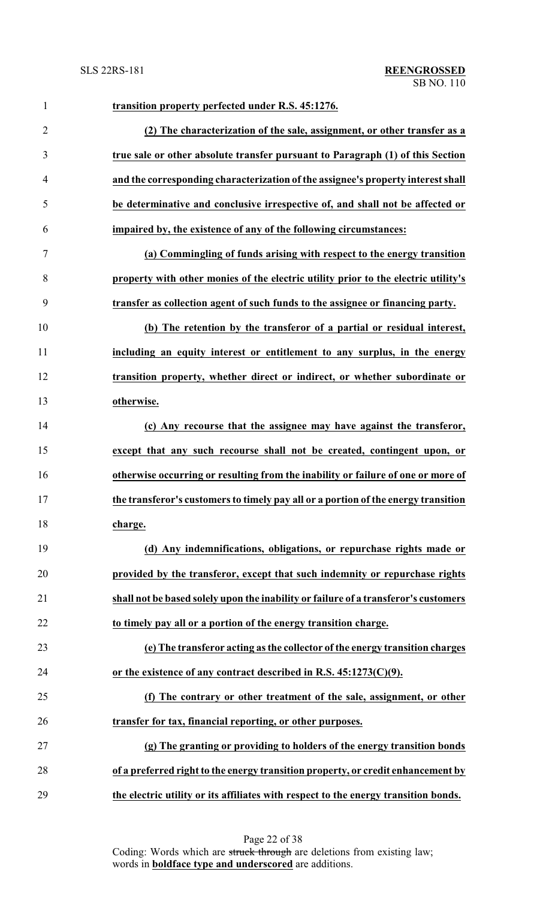**transition property perfected under R.S. 45:1276.**

**(2) The characterization of the sale, assignment, or other transfer as a true sale or other absolute transfer pursuant to Paragraph (1) of this Section and the corresponding characterization of the assignee's property interest shall be determinative and conclusive irrespective of, and shall not be affected or impaired by, the existence of any of the following circumstances:**

**(a) Commingling of funds arising with respect to the energy transition property with other monies of the electric utility prior to the electric utility's transfer as collection agent of such funds to the assignee or financing party.**

**(b) The retention by the transferor of a partial or residual interest, including an equity interest or entitlement to any surplus, in the energy transition property, whether direct or indirect, or whether subordinate or otherwise.**

**(c) Any recourse that the assignee may have against the transferor, except that any such recourse shall not be created, contingent upon, or otherwise occurring or resulting from the inability or failure of one or more of the transferor's customers to timely pay all or a portion of the energy transition charge.**

**(d) Any indemnifications, obligations, or repurchase rights made or provided by the transferor, except that such indemnity or repurchase rights shall not be based solely upon the inability or failure of a transferor's customers to timely pay all or a portion of the energy transition charge.**

**(e) The transferor acting as the collector of the energy transition charges or the existence of any contract described in R.S. 45:1273(C)(9).**

**(f) The contrary or other treatment of the sale, assignment, or other transfer for tax, financial reporting, or other purposes.**

**(g) The granting or providing to holders of the energy transition bonds of a preferred right to the energy transition property, or credit enhancement by the electric utility or its affiliates with respect to the energy transition bonds.**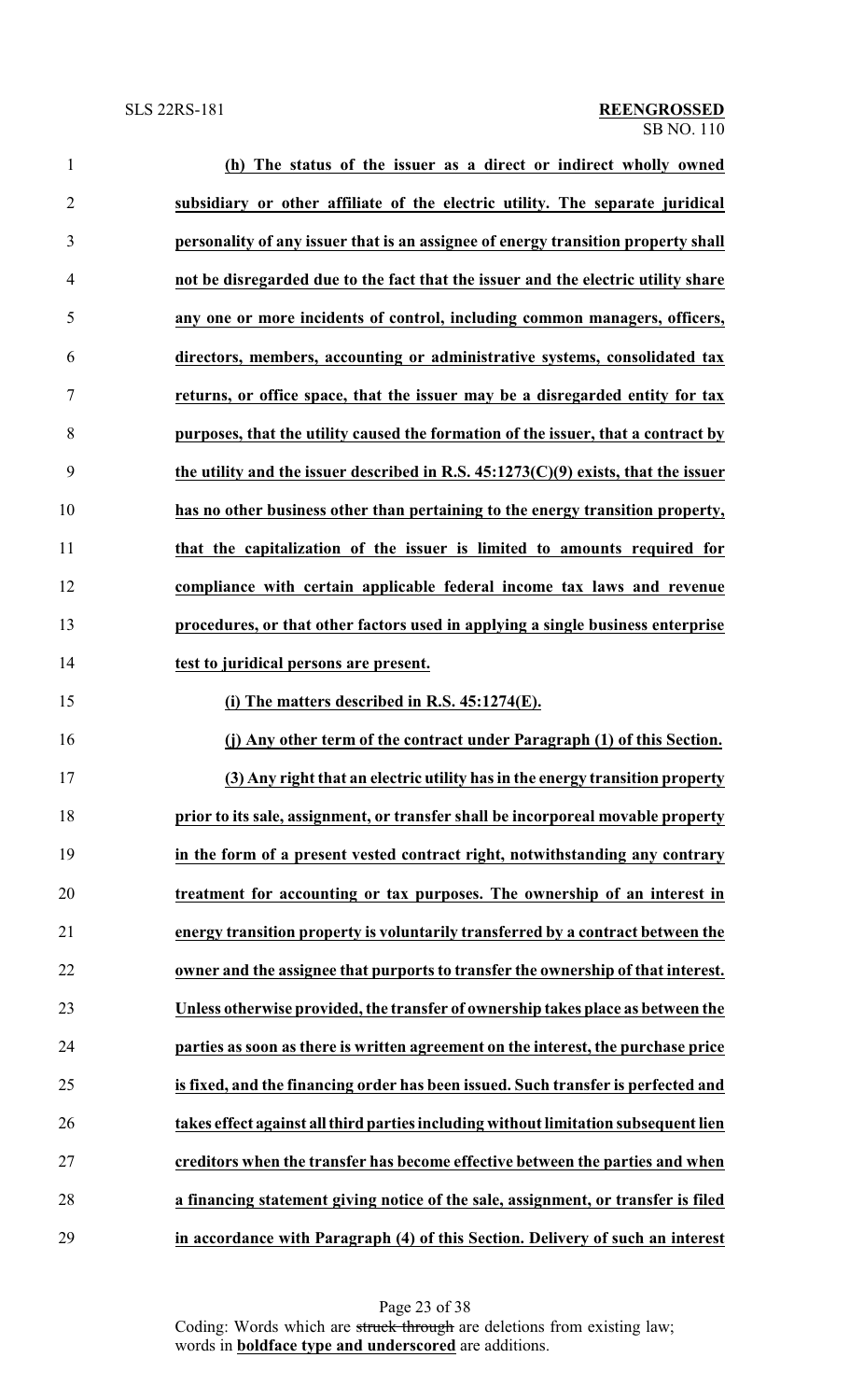**(h) The status of the issuer as a direct or indirect wholly owned subsidiary or other affiliate of the electric utility. The separate juridical personality of any issuer that is an assignee of energy transition property shall not be disregarded due to the fact that the issuer and the electric utility share any one or more incidents of control, including common managers, officers, directors, members, accounting or administrative systems, consolidated tax returns, or office space, that the issuer may be a disregarded entity for tax purposes, that the utility caused the formation of the issuer, that a contract by the utility and the issuer described in R.S. 45:1273(C)(9) exists, that the issuer has no other business other than pertaining to the energy transition property, that the capitalization of the issuer is limited to amounts required for compliance with certain applicable federal income tax laws and revenue procedures, or that other factors used in applying a single business enterprise test to juridical persons are present.**

**(i) The matters described in R.S. 45:1274(E).**

**(j) Any other term of the contract under Paragraph (1) of this Section.**

**(3) Any right that an electric utility has in the energy transition property prior to its sale, assignment, or transfer shall be incorporeal movable property in the form of a present vested contract right, notwithstanding any contrary treatment for accounting or tax purposes. The ownership of an interest in energy transition property is voluntarily transferred by a contract between the owner and the assignee that purports to transfer the ownership of that interest. Unless otherwise provided, the transfer of ownership takes place as between the parties as soon as there is written agreement on the interest, the purchase price is fixed, and the financing order has been issued. Such transfer is perfected and takes effect against all third parties including without limitation subsequent lien creditors when the transfer has become effective between the parties and when a financing statement giving notice of the sale, assignment, or transfer is filed in accordance with Paragraph (4) of this Section. Delivery of such an interest**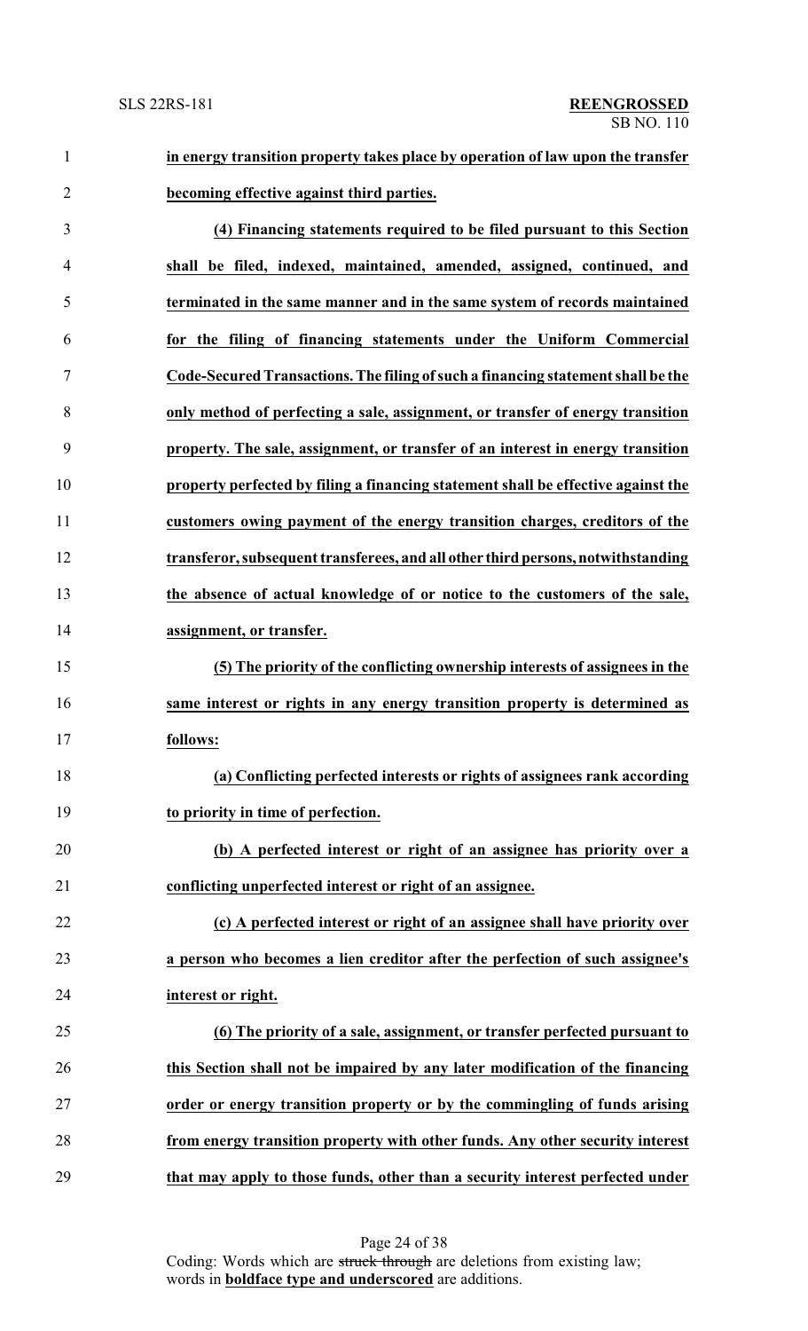**in energy transition property takes place by operation of law upon the transfer becoming effective against third parties.**

**(4) Financing statements required to be filed pursuant to this Section shall be filed, indexed, maintained, amended, assigned, continued, and terminated in the same manner and in the same system of records maintained for the filing of financing statements under the Uniform Commercial Code-Secured Transactions. The filing of such a financing statement shall be the only method of perfecting a sale, assignment, or transfer of energy transition property. The sale, assignment, or transfer of an interest in energy transition property perfected by filing a financing statement shall be effective against the customers owing payment of the energy transition charges, creditors of the transferor, subsequent transferees, and all other third persons, notwithstanding the absence of actual knowledge of or notice to the customers of the sale, assignment, or transfer.**

**(5) The priority of the conflicting ownership interests of assignees in the same interest or rights in any energy transition property is determined as follows:**

**(a) Conflicting perfected interests or rights of assignees rank according to priority in time of perfection.**

**(b) A perfected interest or right of an assignee has priority over a conflicting unperfected interest or right of an assignee.**

**(c) A perfected interest or right of an assignee shall have priority over a person who becomes a lien creditor after the perfection of such assignee's interest or right.**

**(6) The priority of a sale, assignment, or transfer perfected pursuant to this Section shall not be impaired by any later modification of the financing order or energy transition property or by the commingling of funds arising from energy transition property with other funds. Any other security interest that may apply to those funds, other than a security interest perfected under**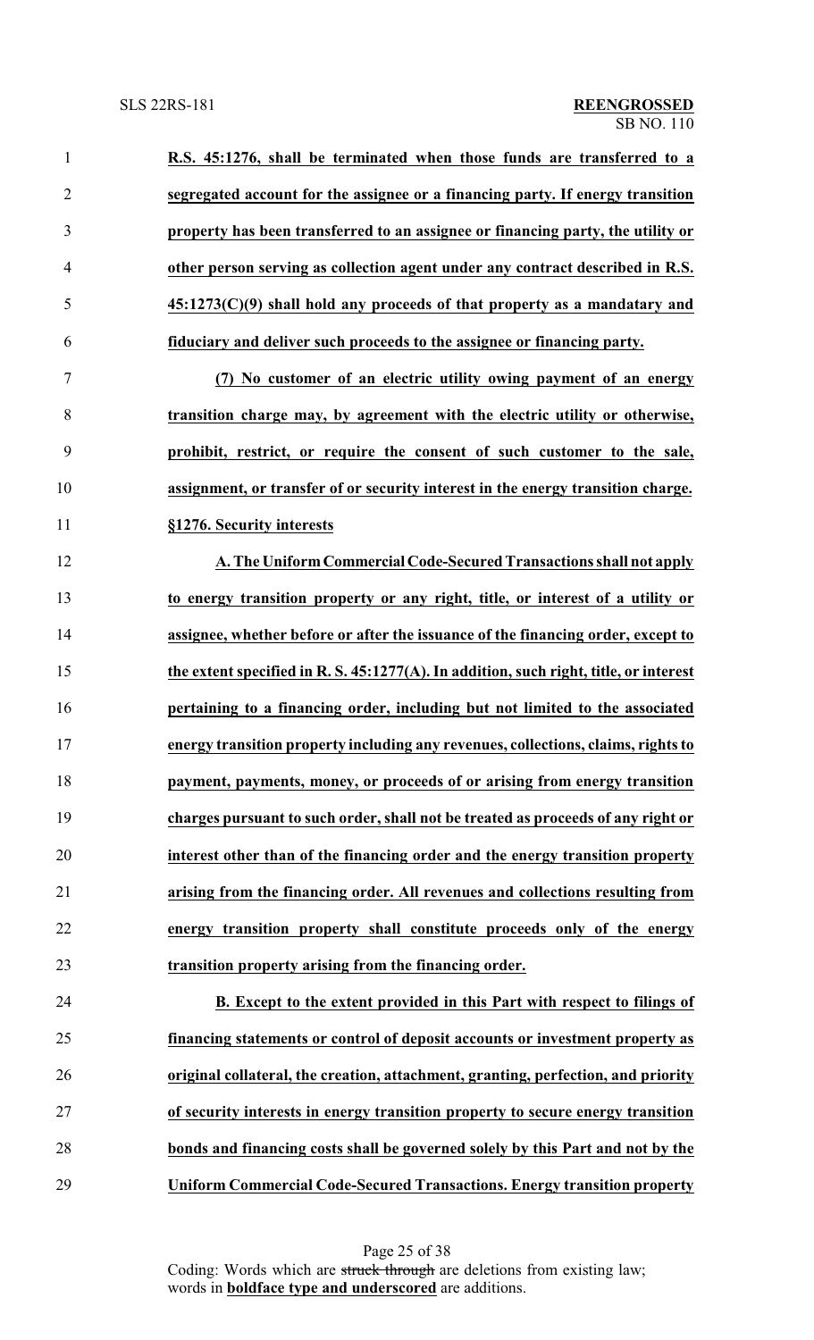**R.S. 45:1276, shall be terminated when those funds are transferred to a segregated account for the assignee or a financing party. If energy transition property has been transferred to an assignee or financing party, the utility or other person serving as collection agent under any contract described in R.S. 45:1273(C)(9) shall hold any proceeds of that property as a mandatary and fiduciary and deliver such proceeds to the assignee or financing party.**

**(7) No customer of an electric utility owing payment of an energy transition charge may, by agreement with the electric utility or otherwise, prohibit, restrict, or require the consent of such customer to the sale, assignment, or transfer of or security interest in the energy transition charge.**

**§1276. Security interests**

**A. The Uniform Commercial Code-Secured Transactions shall not apply to energy transition property or any right, title, or interest of a utility or assignee, whether before or after the issuance of the financing order, except to the extent specified in R. S. 45:1277(A). In addition, such right, title, or interest pertaining to a financing order, including but not limited to the associated energy transition property including any revenues, collections, claims, rights to payment, payments, money, or proceeds of or arising from energy transition charges pursuant to such order, shall not be treated as proceeds of any right or interest other than of the financing order and the energy transition property arising from the financing order. All revenues and collections resulting from energy transition property shall constitute proceeds only of the energy transition property arising from the financing order.**

**B. Except to the extent provided in this Part with respect to filings of financing statements or control of deposit accounts or investment property as original collateral, the creation, attachment, granting, perfection, and priority of security interests in energy transition property to secure energy transition bonds and financing costs shall be governed solely by this Part and not by the Uniform Commercial Code-Secured Transactions. Energy transition property**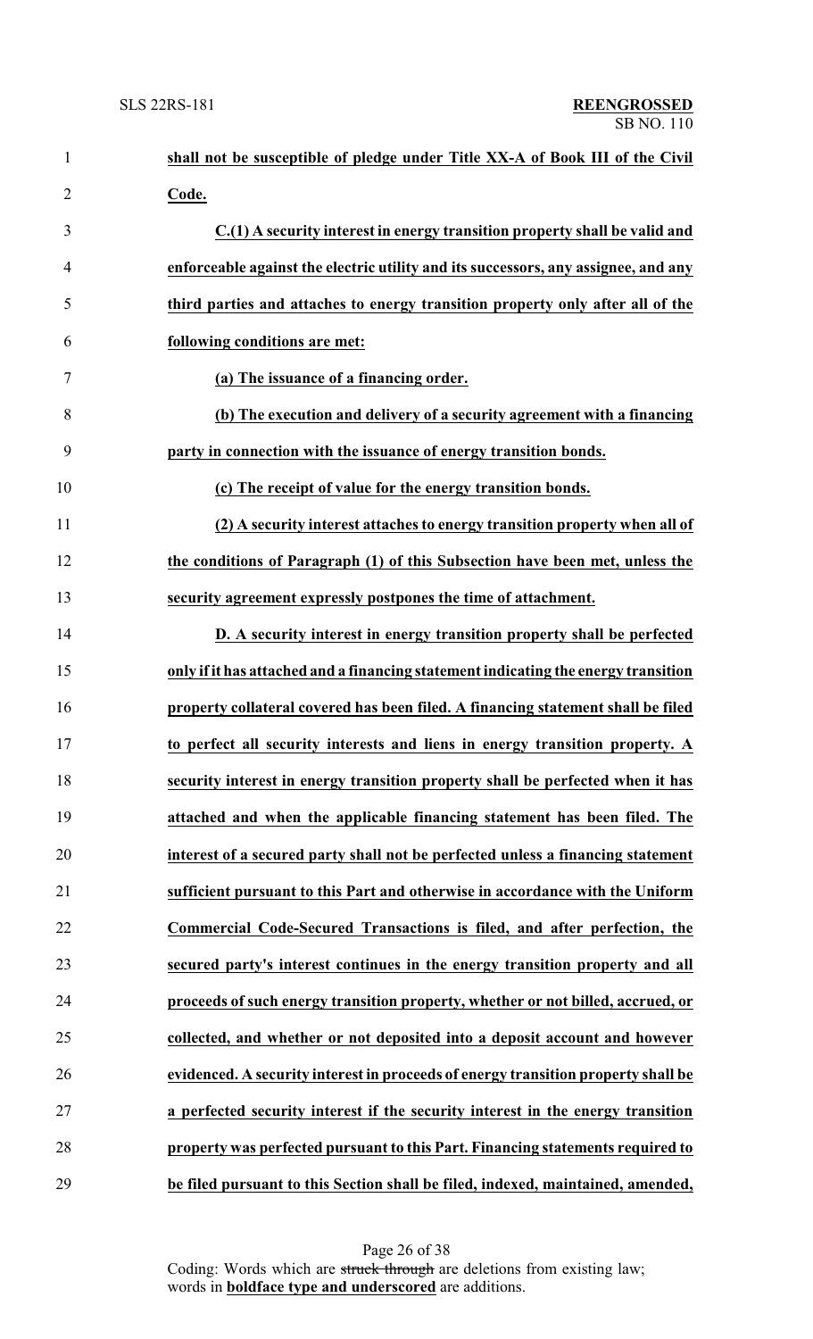**shall not be susceptible of pledge under Title XX-A of Book III of the Civil Code.**

**C.(1) A security interest in energy transition property shall be valid and enforceable against the electric utility and its successors, any assignee, and any third parties and attaches to energy transition property only after all of the following conditions are met:**

**(a) The issuance of a financing order.**

**(b) The execution and delivery of a security agreement with a financing party in connection with the issuance of energy transition bonds.**

**(c) The receipt of value for the energy transition bonds.**

**(2) A security interest attaches to energy transition property when all of the conditions of Paragraph (1) of this Subsection have been met, unless the security agreement expressly postpones the time of attachment.**

**D. A security interest in energy transition property shall be perfected only if it has attached and a financing statement indicating the energy transition property collateral covered has been filed. A financing statement shall be filed to perfect all security interests and liens in energy transition property. A security interest in energy transition property shall be perfected when it has attached and when the applicable financing statement has been filed. The interest of a secured party shall not be perfected unless a financing statement sufficient pursuant to this Part and otherwise in accordance with the Uniform Commercial Code-Secured Transactions is filed, and after perfection, the secured party's interest continues in the energy transition property and all proceeds of such energy transition property, whether or not billed, accrued, or collected, and whether or not deposited into a deposit account and however evidenced. A security interest in proceeds of energy transition property shall be a perfected security interest if the security interest in the energy transition property was perfected pursuant to this Part. Financing statements required to be filed pursuant to this Section shall be filed, indexed, maintained, amended,**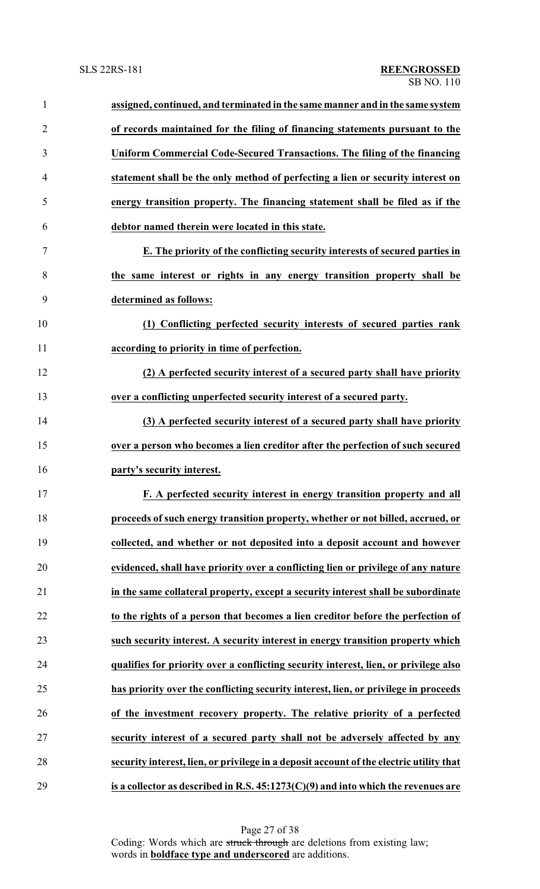**assigned, continued, and terminated in the same manner and in the same system of records maintained for the filing of financing statements pursuant to the Uniform Commercial Code-Secured Transactions. The filing of the financing statement shall be the only method of perfecting a lien or security interest on energy transition property. The financing statement shall be filed as if the debtor named therein were located in this state.**

**E. The priority of the conflicting security interests of secured parties in the same interest or rights in any energy transition property shall be determined as follows:**

**(1) Conflicting perfected security interests of secured parties rank according to priority in time of perfection.**

**(2) A perfected security interest of a secured party shall have priority over a conflicting unperfected security interest of a secured party.**

**(3) A perfected security interest of a secured party shall have priority over a person who becomes a lien creditor after the perfection of such secured party's security interest.**

**F. A perfected security interest in energy transition property and all proceeds of such energy transition property, whether or not billed, accrued, or collected, and whether or not deposited into a deposit account and however evidenced, shall have priority over a conflicting lien or privilege of any nature in the same collateral property, except a security interest shall be subordinate to the rights of a person that becomes a lien creditor before the perfection of such security interest. A security interest in energy transition property which qualifies for priority over a conflicting security interest, lien, or privilege also has priority over the conflicting security interest, lien, or privilege in proceeds of the investment recovery property. The relative priority of a perfected security interest of a secured party shall not be adversely affected by any security interest, lien, or privilege in a deposit account of the electric utility that is a collector as described in R.S. 45:1273(C)(9) and into which the revenues are**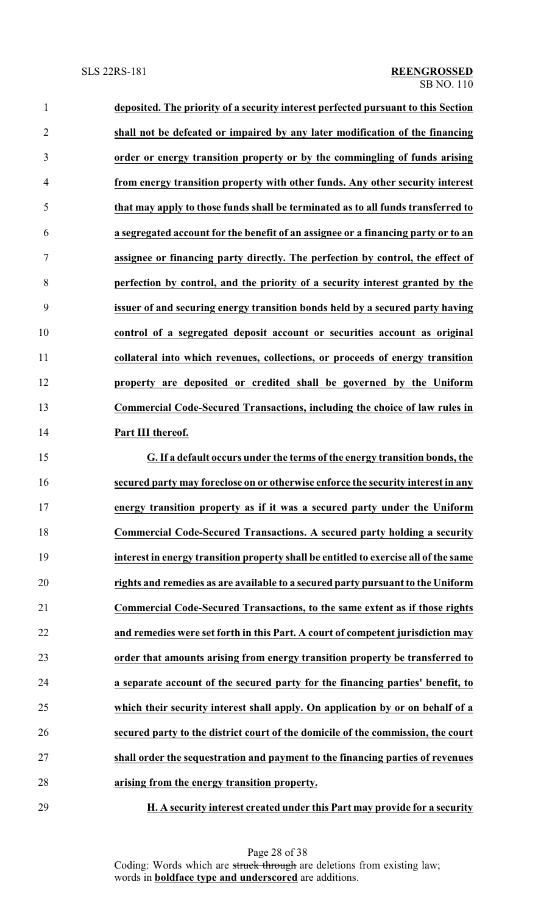**deposited. The priority of a security interest perfected pursuant to this Section shall not be defeated or impaired by any later modification of the financing order or energy transition property or by the commingling of funds arising from energy transition property with other funds. Any other security interest that may apply to those funds shall be terminated as to all funds transferred to a segregated account for the benefit of an assignee or a financing party or to an assignee or financing party directly. The perfection by control, the effect of perfection by control, and the priority of a security interest granted by the issuer of and securing energy transition bonds held by a secured party having control of a segregated deposit account or securities account as original collateral into which revenues, collections, or proceeds of energy transition property are deposited or credited shall be governed by the Uniform Commercial Code-Secured Transactions, including the choice of law rules in Part III thereof.**

**G. If a default occurs under the terms of the energy transition bonds, the secured party may foreclose on or otherwise enforce the security interest in any energy transition property as if it was a secured party under the Uniform Commercial Code-Secured Transactions. A secured party holding a security interest in energy transition property shall be entitled to exercise all of the same rights and remedies as are available to a secured party pursuant to the Uniform Commercial Code-Secured Transactions, to the same extent as if those rights and remedies were set forth in this Part. A court of competent jurisdiction may order that amounts arising from energy transition property be transferred to a separate account of the secured party for the financing parties' benefit, to which their security interest shall apply. On application by or on behalf of a secured party to the district court of the domicile of the commission, the court shall order the sequestration and payment to the financing parties of revenues arising from the energy transition property.**

**H. A security interest created under this Part may provide for a security**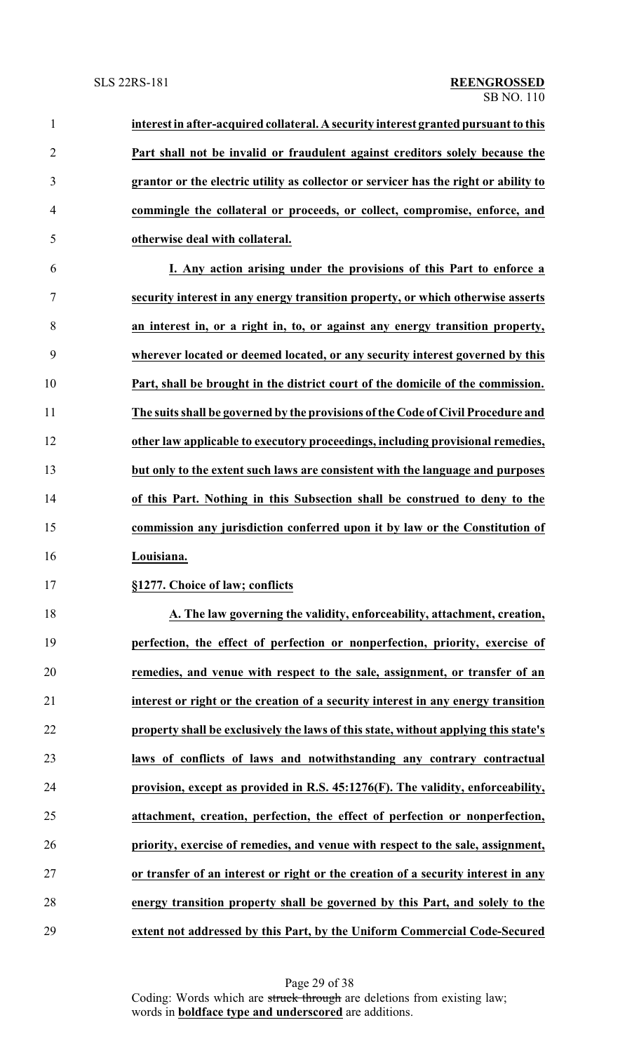**interest in after-acquired collateral. A security interest granted pursuant to this Part shall not be invalid or fraudulent against creditors solely because the grantor or the electric utility as collector or servicer has the right or ability to commingle the collateral or proceeds, or collect, compromise, enforce, and otherwise deal with collateral.**

**I. Any action arising under the provisions of this Part to enforce a security interest in any energy transition property, or which otherwise asserts an interest in, or a right in, to, or against any energy transition property, wherever located or deemed located, or any security interest governed by this Part, shall be brought in the district court of the domicile of the commission. The suits shall be governed by the provisions of the Code of Civil Procedure and other law applicable to executory proceedings, including provisional remedies, but only to the extent such laws are consistent with the language and purposes of this Part. Nothing in this Subsection shall be construed to deny to the commission any jurisdiction conferred upon it by law or the Constitution of Louisiana.**

**§1277. Choice of law; conflicts**

**A. The law governing the validity, enforceability, attachment, creation, perfection, the effect of perfection or nonperfection, priority, exercise of remedies, and venue with respect to the sale, assignment, or transfer of an interest or right or the creation of a security interest in any energy transition property shall be exclusively the laws of this state, without applying this state's laws of conflicts of laws and notwithstanding any contrary contractual provision, except as provided in R.S. 45:1276(F). The validity, enforceability, attachment, creation, perfection, the effect of perfection or nonperfection, priority, exercise of remedies, and venue with respect to the sale, assignment, or transfer of an interest or right or the creation of a security interest in any energy transition property shall be governed by this Part, and solely to the extent not addressed by this Part, by the Uniform Commercial Code-Secured**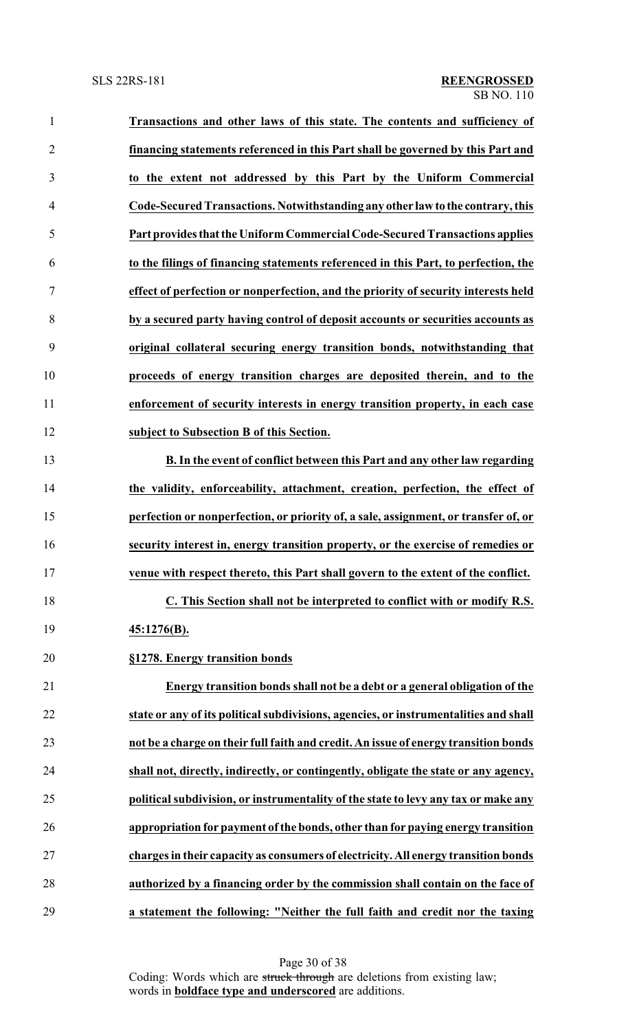**Transactions and other laws of this state. The contents and sufficiency of financing statements referenced in this Part shall be governed by this Part and to the extent not addressed by this Part by the Uniform Commercial Code-Secured Transactions. Notwithstanding any other law to the contrary, this Part provides that the Uniform Commercial Code-Secured Transactions applies to the filings of financing statements referenced in this Part, to perfection, the effect of perfection or nonperfection, and the priority of security interests held by a secured party having control of deposit accounts or securities accounts as original collateral securing energy transition bonds, notwithstanding that proceeds of energy transition charges are deposited therein, and to the enforcement of security interests in energy transition property, in each case subject to Subsection B of this Section.**

**B. In the event of conflict between this Part and any other law regarding the validity, enforceability, attachment, creation, perfection, the effect of perfection or nonperfection, or priority of, a sale, assignment, or transfer of, or security interest in, energy transition property, or the exercise of remedies or venue with respect thereto, this Part shall govern to the extent of the conflict.**

**C. This Section shall not be interpreted to conflict with or modify R.S. 45:1276(B).**

**§1278. Energy transition bonds**

**Energy transition bonds shall not be a debt or a general obligation of the state or any of its political subdivisions, agencies, or instrumentalities and shall not be a charge on their full faith and credit. An issue of energy transition bonds shall not, directly, indirectly, or contingently, obligate the state or any agency, political subdivision, or instrumentality of the state to levy any tax or make any appropriation for payment of the bonds, other than for paying energy transition charges in their capacity as consumers of electricity. All energy transition bonds authorized by a financing order by the commission shall contain on the face of a statement the following: "Neither the full faith and credit nor the taxing**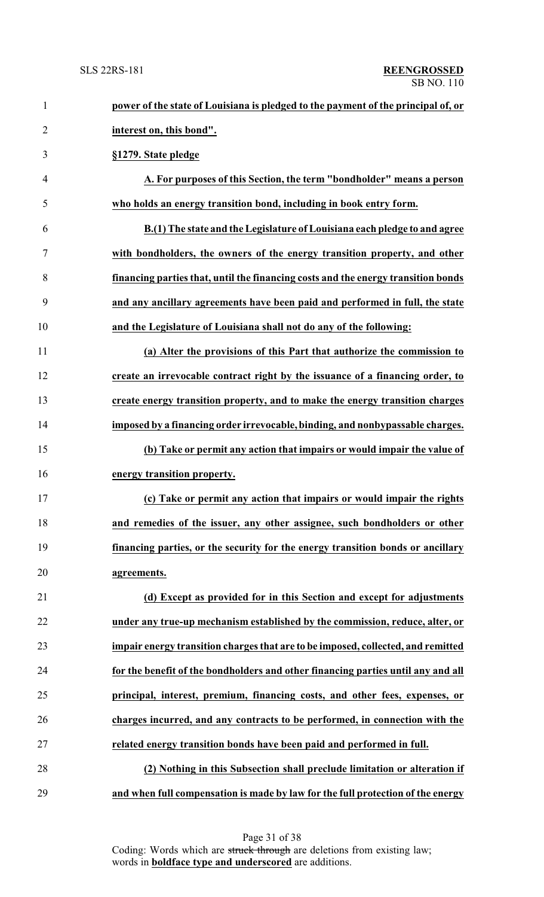**power of the state of Louisiana is pledged to the payment of the principal of, or interest on, this bond".**

**§1279. State pledge**

**A. For purposes of this Section, the term "bondholder" means a person who holds an energy transition bond, including in book entry form.**

**B.(1) The state and the Legislature of Louisiana each pledge to and agree with bondholders, the owners of the energy transition property, and other financing parties that, until the financing costs and the energy transition bonds and any ancillary agreements have been paid and performed in full, the state and the Legislature of Louisiana shall not do any of the following:**

**(a) Alter the provisions of this Part that authorize the commission to create an irrevocable contract right by the issuance of a financing order, to create energy transition property, and to make the energy transition charges imposed by a financing order irrevocable, binding, and nonbypassable charges.**

**(b) Take or permit any action that impairs or would impair the value of energy transition property.**

**(c) Take or permit any action that impairs or would impair the rights and remedies of the issuer, any other assignee, such bondholders or other financing parties, or the security for the energy transition bonds or ancillary agreements.**

**(d) Except as provided for in this Section and except for adjustments under any true-up mechanism established by the commission, reduce, alter, or impair energy transition charges that are to be imposed, collected, and remitted for the benefit of the bondholders and other financing parties until any and all principal, interest, premium, financing costs, and other fees, expenses, or charges incurred, and any contracts to be performed, in connection with the related energy transition bonds have been paid and performed in full.**

**(2) Nothing in this Subsection shall preclude limitation or alteration if and when full compensation is made by law for the full protection of the energy**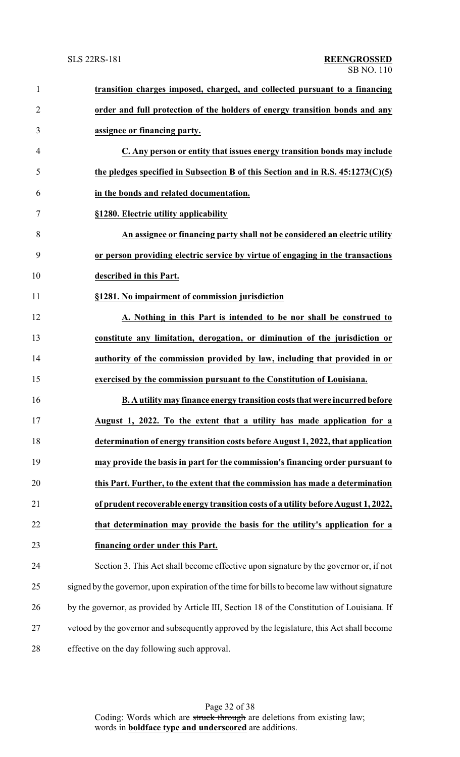**transition charges imposed, charged, and collected pursuant to a financing order and full protection of the holders of energy transition bonds and any assignee or financing party.**

**C. Any person or entity that issues energy transition bonds may include the pledges specified in Subsection B of this Section and in R.S. 45:1273(C)(5) in the bonds and related documentation.**

**§1280. Electric utility applicability**

**An assignee or financing party shall not be considered an electric utility or person providing electric service by virtue of engaging in the transactions described in this Part.**

**§1281. No impairment of commission jurisdiction**

**A. Nothing in this Part is intended to be nor shall be construed to constitute any limitation, derogation, or diminution of the jurisdiction or authority of the commission provided by law, including that provided in or exercised by the commission pursuant to the Constitution of Louisiana.**

**B. A utility may finance energy transition costs that were incurred before August 1, 2022. To the extent that a utility has made application for a determination of energy transition costs before August 1, 2022, that application may provide the basis in part for the commission's financing order pursuant to this Part. Further, to the extent that the commission has made a determination of prudent recoverable energy transition costs of a utility before August 1, 2022, that determination may provide the basis for the utility's application for a financing order under this Part.**

Section 3. This Act shall become effective upon signature by the governor or, if not signed by the governor, upon expiration of the time for bills to become law without signature by the governor, as provided by Article III, Section 18 of the Constitution of Louisiana. If vetoed by the governor and subsequently approved by the legislature, this Act shall become effective on the day following such approval.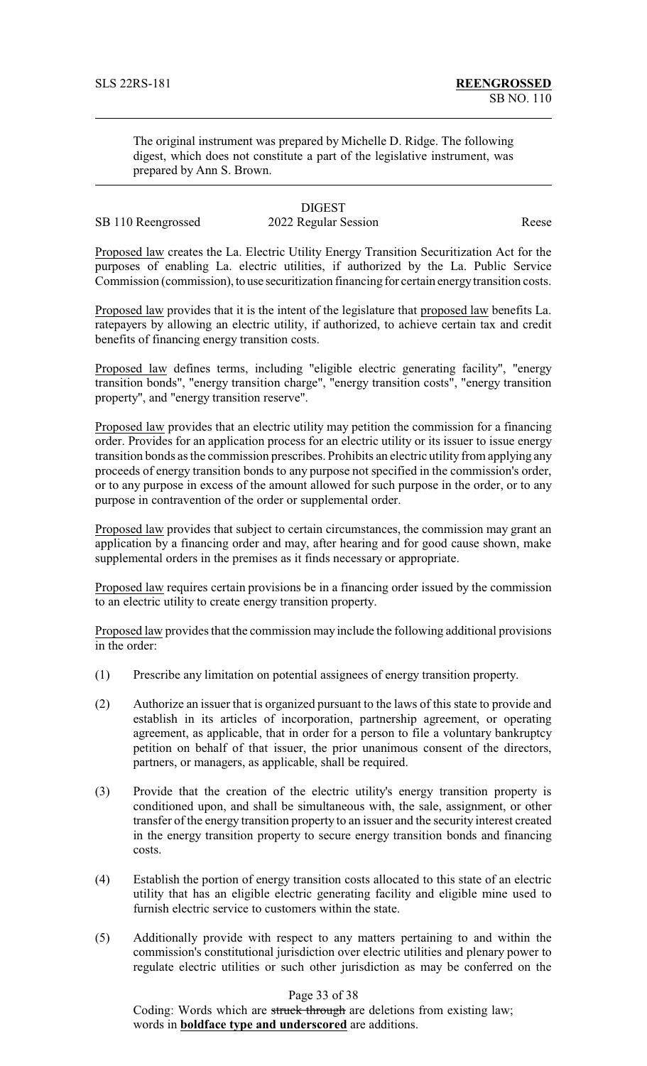The original instrument was prepared by Michelle D. Ridge. The following digest, which does not constitute a part of the legislative instrument, was prepared by Ann S. Brown.

DIGEST

SB 110 Reengrossed 2022 Regular Session Reese

Proposed law creates the La. Electric Utility Energy Transition Securitization Act for the purposes of enabling La. electric utilities, if authorized by the La. Public Service Commission (commission), to use securitization financing for certain energy transition costs.

Proposed law provides that it is the intent of the legislature that proposed law benefits La. ratepayers by allowing an electric utility, if authorized, to achieve certain tax and credit benefits of financing energy transition costs.

Proposed law defines terms, including "eligible electric generating facility", "energy transition bonds", "energy transition charge", "energy transition costs", "energy transition property", and "energy transition reserve".

Proposed law provides that an electric utility may petition the commission for a financing order. Provides for an application process for an electric utility or its issuer to issue energy transition bonds as the commission prescribes. Prohibits an electric utility from applying any proceeds of energy transition bonds to any purpose not specified in the commission's order, or to any purpose in excess of the amount allowed for such purpose in the order, or to any purpose in contravention of the order or supplemental order.

Proposed law provides that subject to certain circumstances, the commission may grant an application by a financing order and may, after hearing and for good cause shown, make supplemental orders in the premises as it finds necessary or appropriate.

Proposed law requires certain provisions be in a financing order issued by the commission to an electric utility to create energy transition property.

Proposed law provides that the commission may include the following additional provisions in the order:

(1) Prescribe any limitation on potential assignees of energy transition property.

(2) Authorize an issuer that is organized pursuant to the laws of this state to provide and establish in its articles of incorporation, partnership agreement, or operating agreement, as applicable, that in order for a person to file a voluntary bankruptcy petition on behalf of that issuer, the prior unanimous consent of the directors, partners, or managers, as applicable, shall be required.

(3) Provide that the creation of the electric utility's energy transition property is conditioned upon, and shall be simultaneous with, the sale, assignment, or other transfer of the energy transition property to an issuer and the security interest created in the energy transition property to secure energy transition bonds and financing costs.

(4) Establish the portion of energy transition costs allocated to this state of an electric utility that has an eligible electric generating facility and eligible mine used to furnish electric service to customers within the state.

(5) Additionally provide with respect to any matters pertaining to and within the commission's constitutional jurisdiction over electric utilities and plenary power to regulate electric utilities or such other jurisdiction as may be conferred on the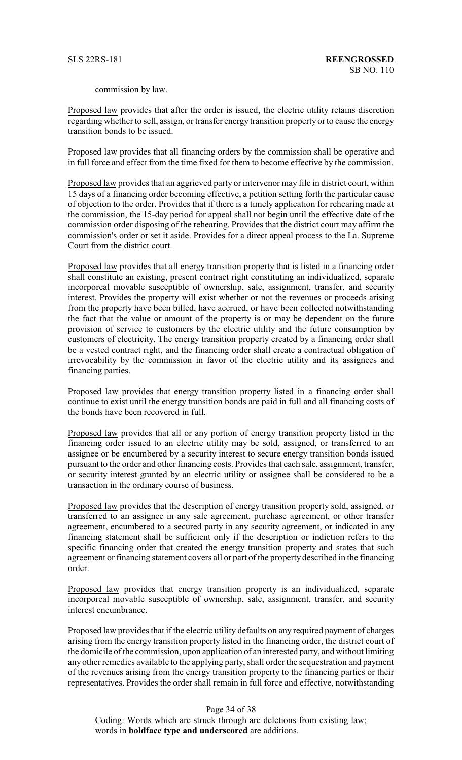commission by law.

Proposed law provides that after the order is issued, the electric utility retains discretion regarding whether to sell, assign, or transfer energy transition property or to cause the energy transition bonds to be issued.

Proposed law provides that all financing orders by the commission shall be operative and in full force and effect from the time fixed for them to become effective by the commission.

Proposed law provides that an aggrieved party or intervenor may file in district court, within 15 days of a financing order becoming effective, a petition setting forth the particular cause of objection to the order. Provides that if there is a timely application for rehearing made at the commission, the 15-day period for appeal shall not begin until the effective date of the commission order disposing of the rehearing. Provides that the district court may affirm the commission's order or set it aside. Provides for a direct appeal process to the La. Supreme Court from the district court.

Proposed law provides that all energy transition property that is listed in a financing order shall constitute an existing, present contract right constituting an individualized, separate incorporeal movable susceptible of ownership, sale, assignment, transfer, and security interest. Provides the property will exist whether or not the revenues or proceeds arising from the property have been billed, have accrued, or have been collected notwithstanding the fact that the value or amount of the property is or may be dependent on the future provision of service to customers by the electric utility and the future consumption by customers of electricity. The energy transition property created by a financing order shall be a vested contract right, and the financing order shall create a contractual obligation of irrevocability by the commission in favor of the electric utility and its assignees and financing parties.

Proposed law provides that energy transition property listed in a financing order shall continue to exist until the energy transition bonds are paid in full and all financing costs of the bonds have been recovered in full.

Proposed law provides that all or any portion of energy transition property listed in the financing order issued to an electric utility may be sold, assigned, or transferred to an assignee or be encumbered by a security interest to secure energy transition bonds issued pursuant to the order and other financing costs. Provides that each sale, assignment, transfer, or security interest granted by an electric utility or assignee shall be considered to be a transaction in the ordinary course of business.

Proposed law provides that the description of energy transition property sold, assigned, or transferred to an assignee in any sale agreement, purchase agreement, or other transfer agreement, encumbered to a secured party in any security agreement, or indicated in any financing statement shall be sufficient only if the description or indiction refers to the specific financing order that created the energy transition property and states that such agreement or financing statement covers all or part of the property described in the financing order.

Proposed law provides that energy transition property is an individualized, separate incorporeal movable susceptible of ownership, sale, assignment, transfer, and security interest encumbrance.

Proposed law provides that if the electric utility defaults on any required payment of charges arising from the energy transition property listed in the financing order, the district court of the domicile of the commission, upon application of an interested party, and without limiting any other remedies available to the applying party, shall order the sequestration and payment of the revenues arising from the energy transition property to the financing parties or their representatives. Provides the order shall remain in full force and effective, notwithstanding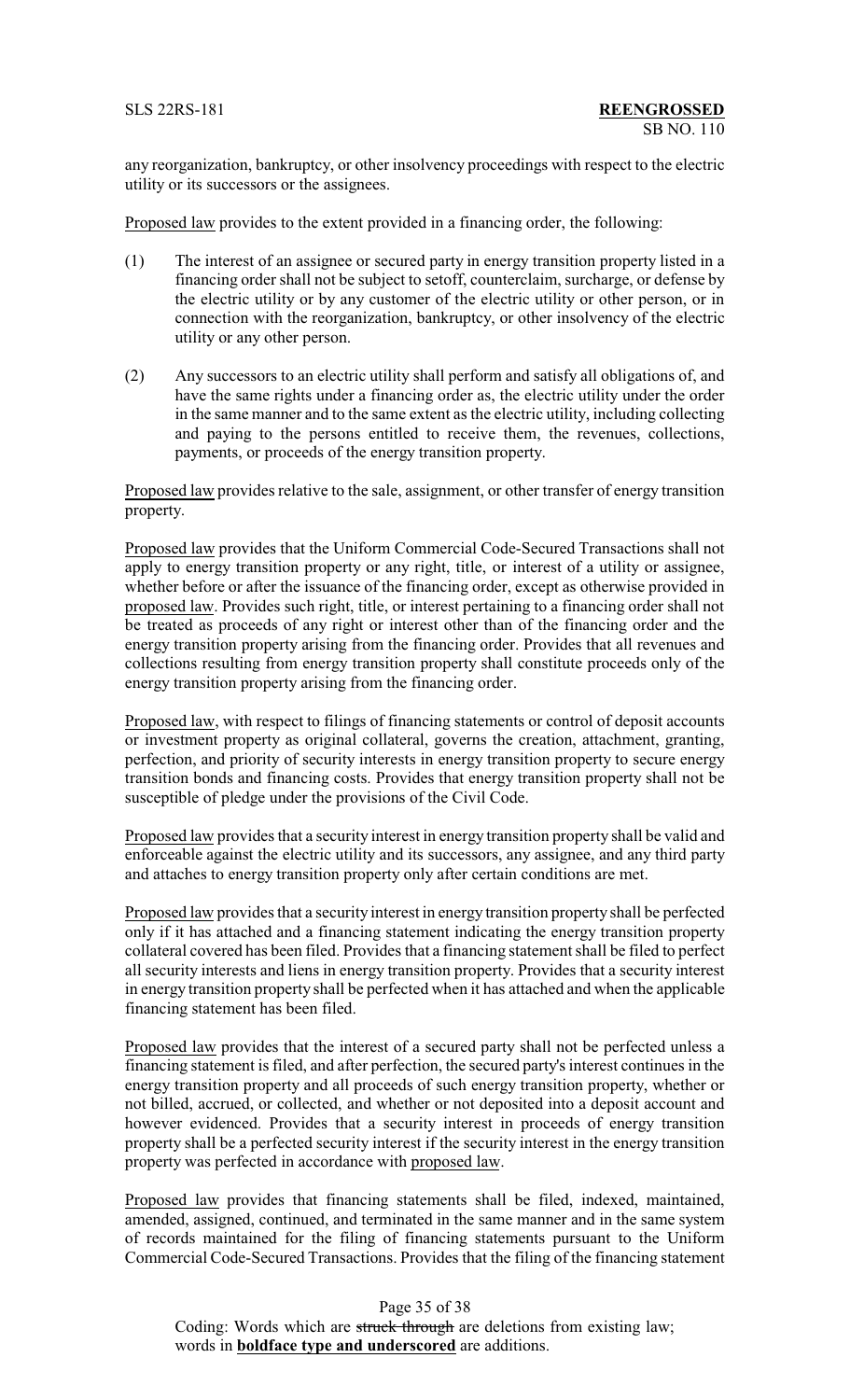any reorganization, bankruptcy, or other insolvency proceedings with respect to the electric utility or its successors or the assignees.

Proposed law provides to the extent provided in a financing order, the following:

(1) The interest of an assignee or secured party in energy transition property listed in a financing order shall not be subject to setoff, counterclaim, surcharge, or defense by the electric utility or by any customer of the electric utility or other person, or in connection with the reorganization, bankruptcy, or other insolvency of the electric utility or any other person.

(2) Any successors to an electric utility shall perform and satisfy all obligations of, and have the same rights under a financing order as, the electric utility under the order in the same manner and to the same extent as the electric utility, including collecting and paying to the persons entitled to receive them, the revenues, collections, payments, or proceeds of the energy transition property.

Proposed law provides relative to the sale, assignment, or other transfer of energy transition property.

Proposed law provides that the Uniform Commercial Code-Secured Transactions shall not apply to energy transition property or any right, title, or interest of a utility or assignee, whether before or after the issuance of the financing order, except as otherwise provided in proposed law. Provides such right, title, or interest pertaining to a financing order shall not be treated as proceeds of any right or interest other than of the financing order and the energy transition property arising from the financing order. Provides that all revenues and collections resulting from energy transition property shall constitute proceeds only of the energy transition property arising from the financing order.

Proposed law, with respect to filings of financing statements or control of deposit accounts or investment property as original collateral, governs the creation, attachment, granting, perfection, and priority of security interests in energy transition property to secure energy transition bonds and financing costs. Provides that energy transition property shall not be susceptible of pledge under the provisions of the Civil Code.

Proposed law provides that a security interest in energy transition property shall be valid and enforceable against the electric utility and its successors, any assignee, and any third party and attaches to energy transition property only after certain conditions are met.

Proposed law provides that a security interest in energy transition property shall be perfected only if it has attached and a financing statement indicating the energy transition property collateral covered has been filed. Provides that a financing statement shall be filed to perfect all security interests and liens in energy transition property. Provides that a security interest in energy transition property shall be perfected when it has attached and when the applicable financing statement has been filed.

Proposed law provides that the interest of a secured party shall not be perfected unless a financing statement is filed, and after perfection, the secured party's interest continues in the energy transition property and all proceeds of such energy transition property, whether or not billed, accrued, or collected, and whether or not deposited into a deposit account and however evidenced. Provides that a security interest in proceeds of energy transition property shall be a perfected security interest if the security interest in the energy transition property was perfected in accordance with proposed law.

Proposed law provides that financing statements shall be filed, indexed, maintained, amended, assigned, continued, and terminated in the same manner and in the same system of records maintained for the filing of financing statements pursuant to the Uniform Commercial Code-Secured Transactions. Provides that the filing of the financing statement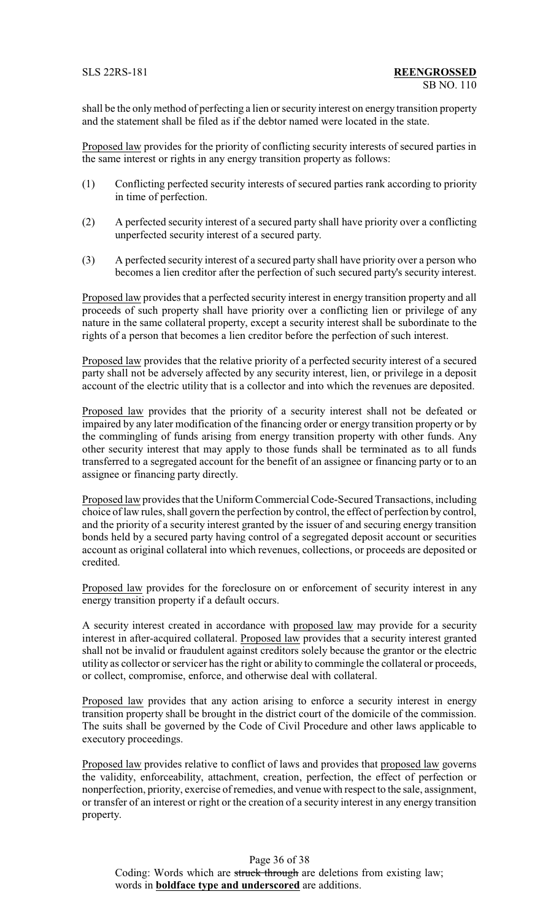shall be the only method of perfecting a lien or security interest on energy transition property and the statement shall be filed as if the debtor named were located in the state.

Proposed law provides for the priority of conflicting security interests of secured parties in the same interest or rights in any energy transition property as follows:

(1) Conflicting perfected security interests of secured parties rank according to priority in time of perfection.

(2) A perfected security interest of a secured party shall have priority over a conflicting unperfected security interest of a secured party.

(3) A perfected security interest of a secured party shall have priority over a person who becomes a lien creditor after the perfection of such secured party's security interest.

Proposed law provides that a perfected security interest in energy transition property and all proceeds of such property shall have priority over a conflicting lien or privilege of any nature in the same collateral property, except a security interest shall be subordinate to the rights of a person that becomes a lien creditor before the perfection of such interest.

Proposed law provides that the relative priority of a perfected security interest of a secured party shall not be adversely affected by any security interest, lien, or privilege in a deposit account of the electric utility that is a collector and into which the revenues are deposited.

Proposed law provides that the priority of a security interest shall not be defeated or impaired by any later modification of the financing order or energy transition property or by the commingling of funds arising from energy transition property with other funds. Any other security interest that may apply to those funds shall be terminated as to all funds transferred to a segregated account for the benefit of an assignee or financing party or to an assignee or financing party directly.

Proposed law provides that the Uniform Commercial Code-Secured Transactions, including choice of law rules, shall govern the perfection by control, the effect of perfection by control, and the priority of a security interest granted by the issuer of and securing energy transition bonds held by a secured party having control of a segregated deposit account or securities account as original collateral into which revenues, collections, or proceeds are deposited or credited.

Proposed law provides for the foreclosure on or enforcement of security interest in any energy transition property if a default occurs.

A security interest created in accordance with proposed law may provide for a security interest in after-acquired collateral. Proposed law provides that a security interest granted shall not be invalid or fraudulent against creditors solely because the grantor or the electric utility as collector or servicer has the right or ability to commingle the collateral or proceeds, or collect, compromise, enforce, and otherwise deal with collateral.

Proposed law provides that any action arising to enforce a security interest in energy transition property shall be brought in the district court of the domicile of the commission. The suits shall be governed by the Code of Civil Procedure and other laws applicable to executory proceedings.

Proposed law provides relative to conflict of laws and provides that proposed law governs the validity, enforceability, attachment, creation, perfection, the effect of perfection or nonperfection, priority, exercise of remedies, and venue with respect to the sale, assignment, or transfer of an interest or right or the creation of a security interest in any energy transition property.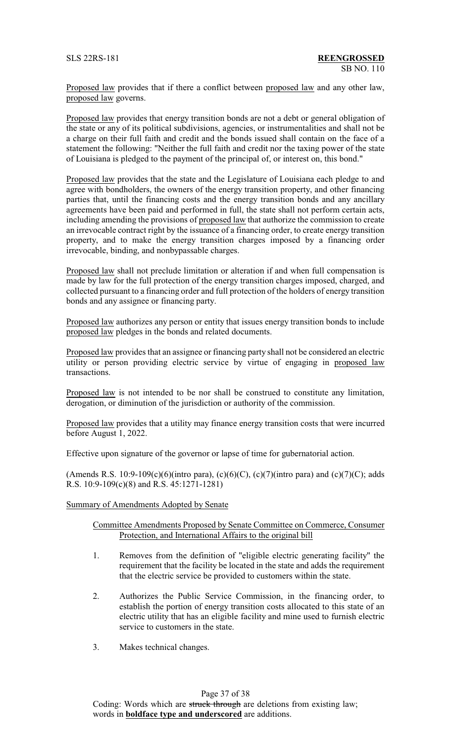Proposed law provides that if there a conflict between proposed law and any other law, proposed law governs.

Proposed law provides that energy transition bonds are not a debt or general obligation of the state or any of its political subdivisions, agencies, or instrumentalities and shall not be a charge on their full faith and credit and the bonds issued shall contain on the face of a statement the following: "Neither the full faith and credit nor the taxing power of the state of Louisiana is pledged to the payment of the principal of, or interest on, this bond."

Proposed law provides that the state and the Legislature of Louisiana each pledge to and agree with bondholders, the owners of the energy transition property, and other financing parties that, until the financing costs and the energy transition bonds and any ancillary agreements have been paid and performed in full, the state shall not perform certain acts, including amending the provisions of proposed law that authorize the commission to create an irrevocable contract right by the issuance of a financing order, to create energy transition property, and to make the energy transition charges imposed by a financing order irrevocable, binding, and nonbypassable charges.

Proposed law shall not preclude limitation or alteration if and when full compensation is made by law for the full protection of the energy transition charges imposed, charged, and collected pursuant to a financing order and full protection of the holders of energy transition bonds and any assignee or financing party.

Proposed law authorizes any person or entity that issues energy transition bonds to include proposed law pledges in the bonds and related documents.

Proposed law provides that an assignee or financing party shall not be considered an electric utility or person providing electric service by virtue of engaging in proposed law transactions.

Proposed law is not intended to be nor shall be construed to constitute any limitation, derogation, or diminution of the jurisdiction or authority of the commission.

Proposed law provides that a utility may finance energy transition costs that were incurred before August 1, 2022.

Effective upon signature of the governor or lapse of time for gubernatorial action.

(Amends R.S. 10:9-109(c)(6)(intro para), (c)(6)(C), (c)(7)(intro para) and (c)(7)(C); adds R.S. 10:9-109(c)(8) and R.S. 45:1271-1281)

Summary of Amendments Adopted by Senate

Committee Amendments Proposed by Senate Committee on Commerce, Consumer Protection, and International Affairs to the original bill

1. Removes from the definition of "eligible electric generating facility" the requirement that the facility be located in the state and adds the requirement that the electric service be provided to customers within the state.
2. Authorizes the Public Service Commission, in the financing order, to establish the portion of energy transition costs allocated to this state of an electric utility that has an eligible facility and mine used to furnish electric service to customers in the state.
3. Makes technical changes.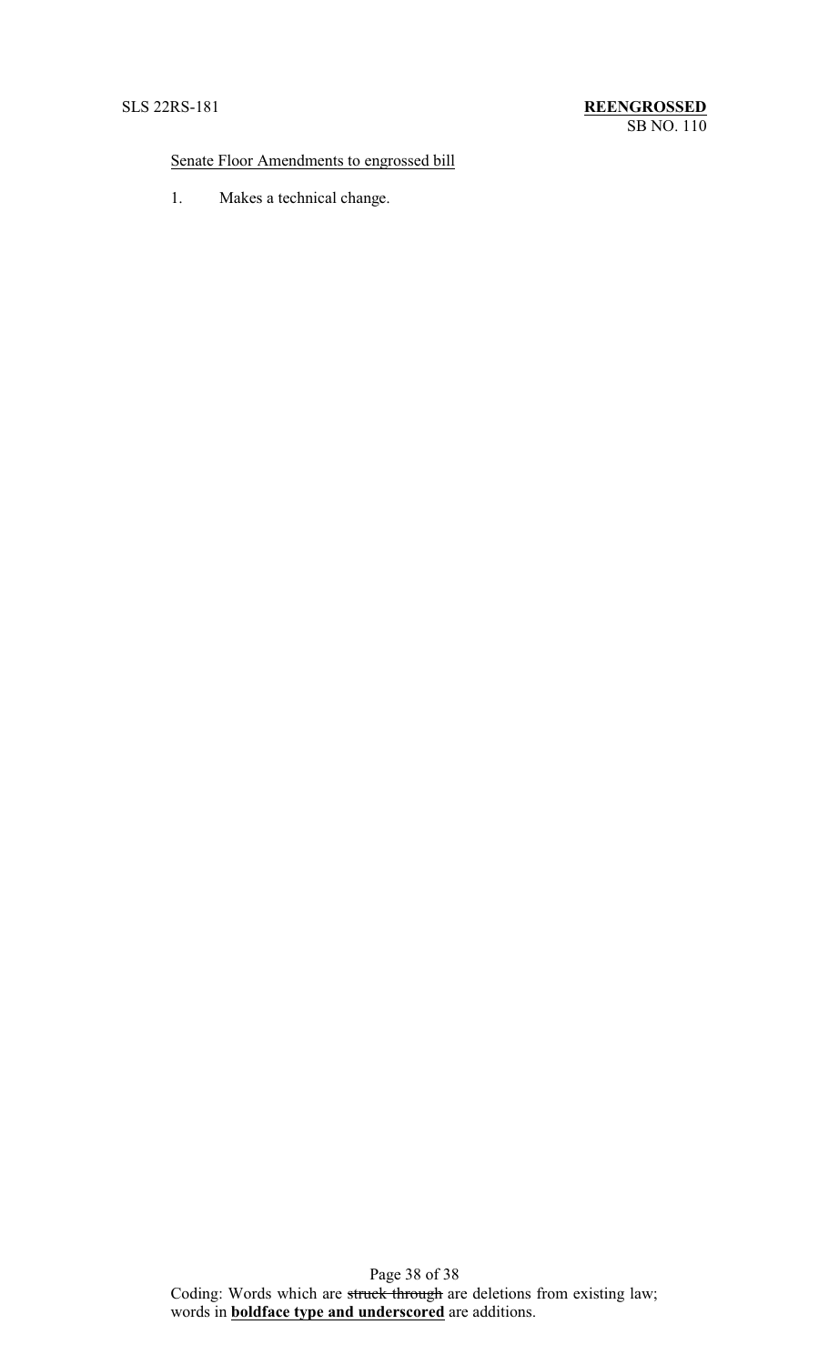Senate Floor Amendments to engrossed bill

1. Makes a technical change.